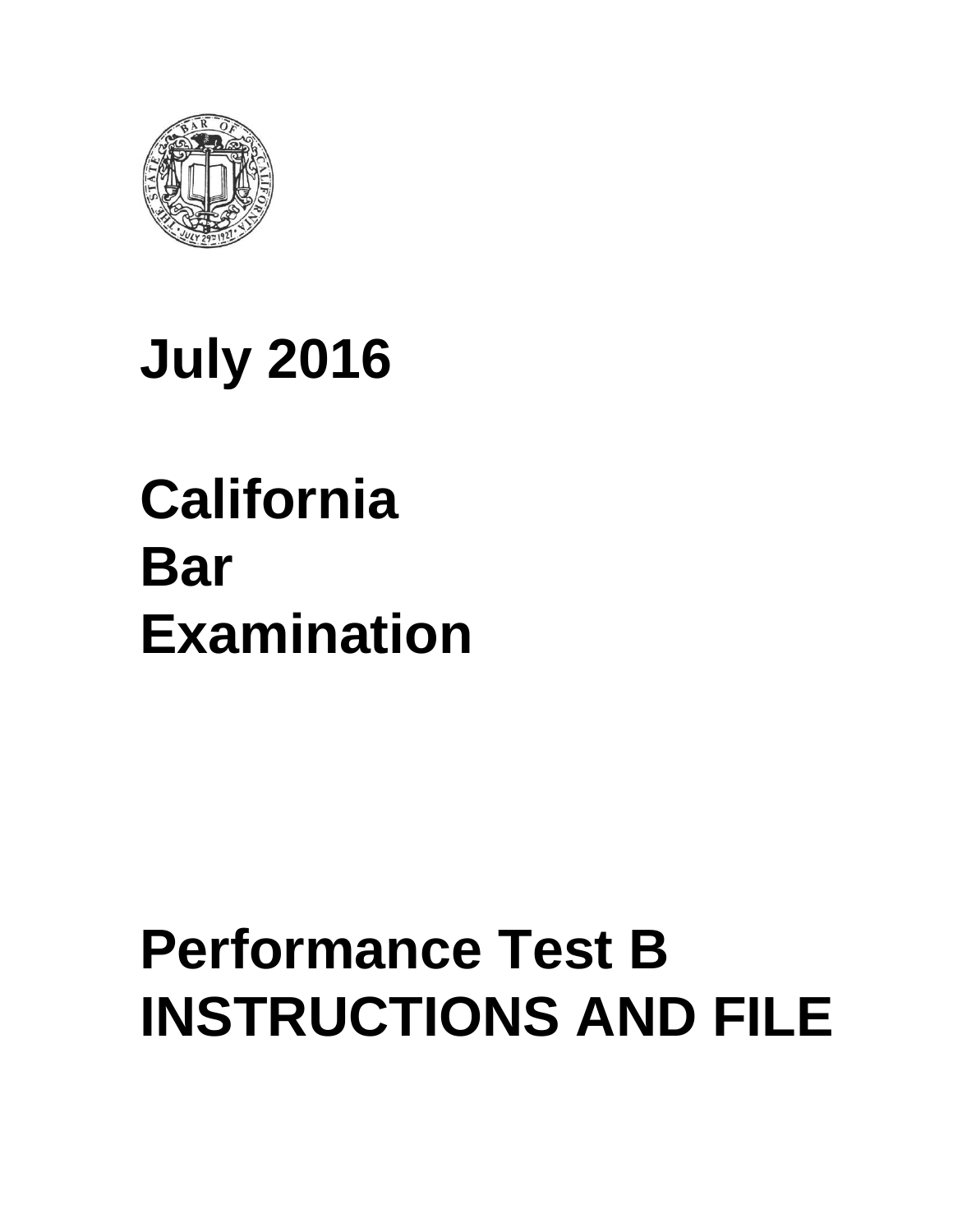# July 2016

# California Bar Examination

# Performance Test B
# INSTRUCTIONS AND FILE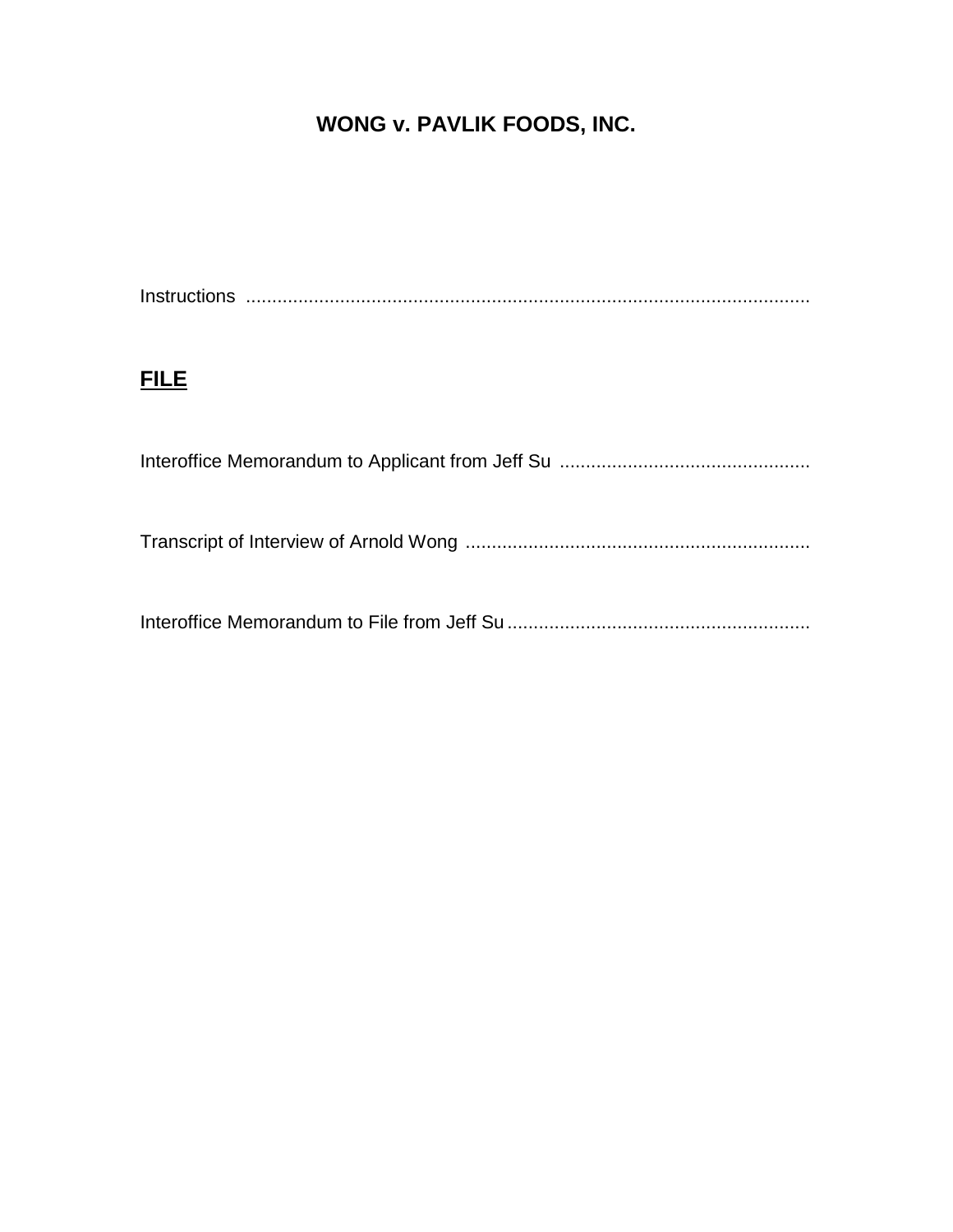# WONG v. PAVLIK FOODS, INC.

Instructions ..........................................................................................................

## FILE

Interoffice Memorandum to Applicant from Jeff Su ...............................................

Transcript of Interview of Arnold Wong .................................................................

Interoffice Memorandum to File from Jeff Su .........................................................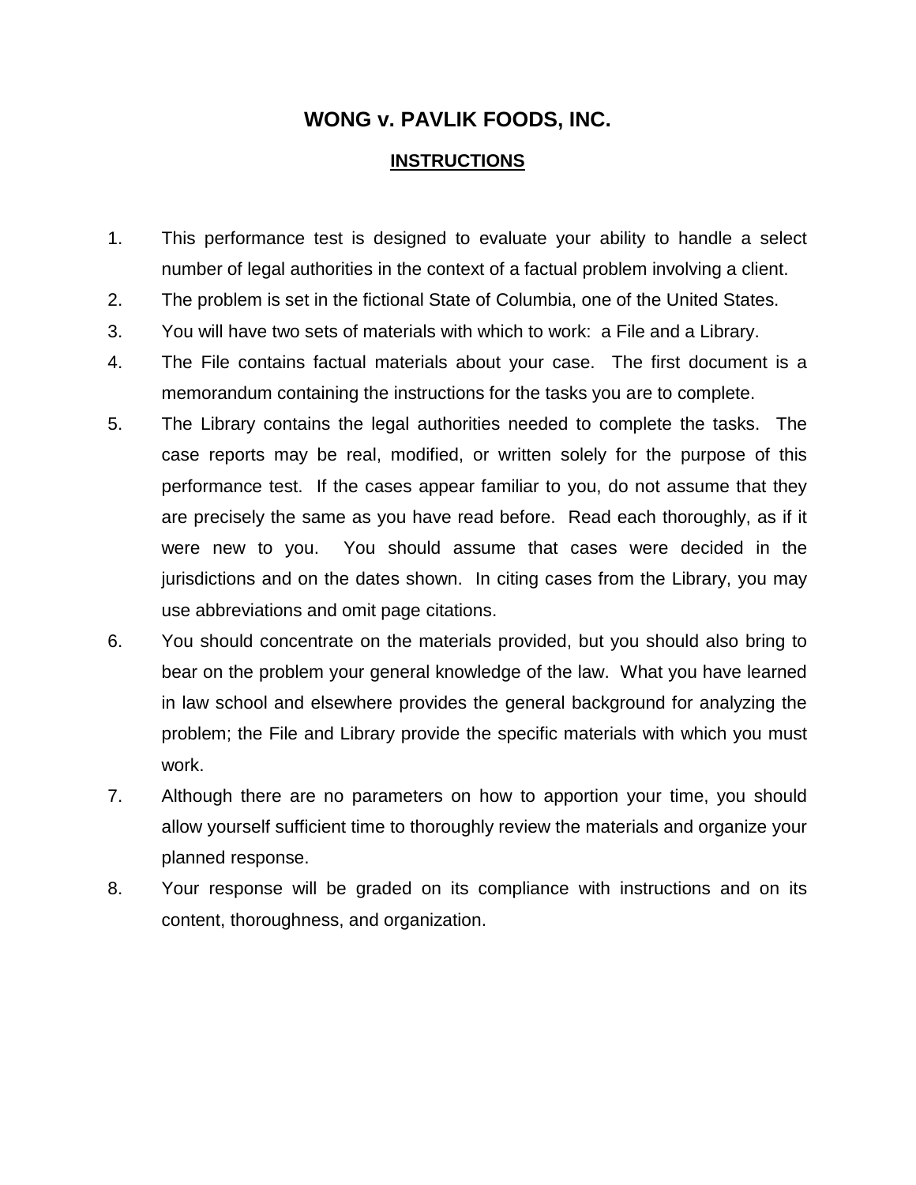# WONG v. PAVLIK FOODS, INC.

## INSTRUCTIONS

1. This performance test is designed to evaluate your ability to handle a select number of legal authorities in the context of a factual problem involving a client.
2. The problem is set in the fictional State of Columbia, one of the United States.
3. You will have two sets of materials with which to work: a File and a Library.
4. The File contains factual materials about your case. The first document is a memorandum containing the instructions for the tasks you are to complete.
5. The Library contains the legal authorities needed to complete the tasks. The case reports may be real, modified, or written solely for the purpose of this performance test. If the cases appear familiar to you, do not assume that they are precisely the same as you have read before. Read each thoroughly, as if it were new to you. You should assume that cases were decided in the jurisdictions and on the dates shown. In citing cases from the Library, you may use abbreviations and omit page citations.
6. You should concentrate on the materials provided, but you should also bring to bear on the problem your general knowledge of the law. What you have learned in law school and elsewhere provides the general background for analyzing the problem; the File and Library provide the specific materials with which you must work.
7. Although there are no parameters on how to apportion your time, you should allow yourself sufficient time to thoroughly review the materials and organize your planned response.
8. Your response will be graded on its compliance with instructions and on its content, thoroughness, and organization.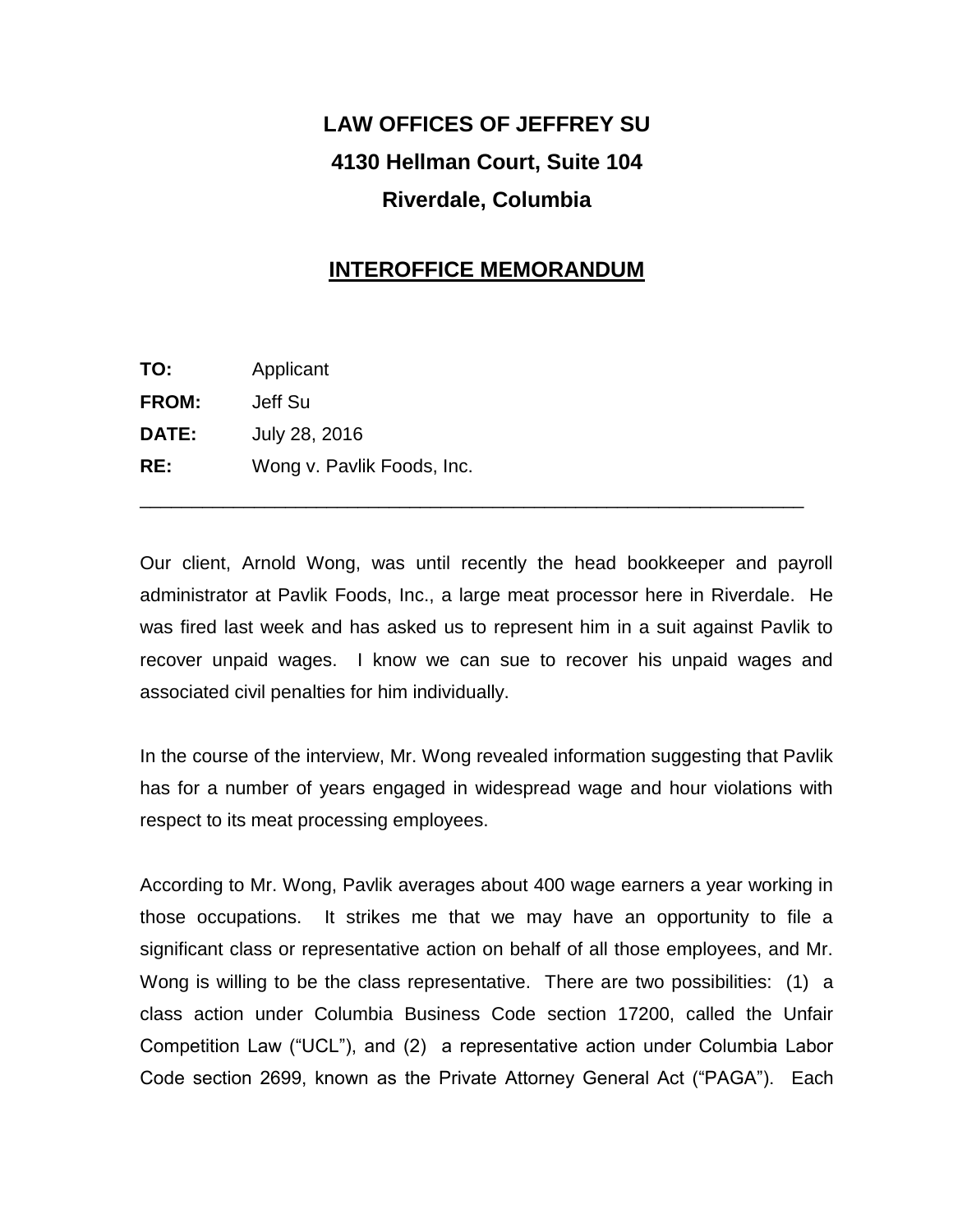# LAW OFFICES OF JEFFREY SU

# 4130 Hellman Court, Suite 104

# Riverdale, Columbia

## INTEROFFICE MEMORANDUM

**TO:** Applicant

**FROM:** Jeff Su

**DATE:** July 28, 2016

**RE:** Wong v. Pavlik Foods, Inc.

---

Our client, Arnold Wong, was until recently the head bookkeeper and payroll administrator at Pavlik Foods, Inc., a large meat processor here in Riverdale. He was fired last week and has asked us to represent him in a suit against Pavlik to recover unpaid wages. I know we can sue to recover his unpaid wages and associated civil penalties for him individually.

In the course of the interview, Mr. Wong revealed information suggesting that Pavlik has for a number of years engaged in widespread wage and hour violations with respect to its meat processing employees.

According to Mr. Wong, Pavlik averages about 400 wage earners a year working in those occupations. It strikes me that we may have an opportunity to file a significant class or representative action on behalf of all those employees, and Mr. Wong is willing to be the class representative. There are two possibilities: (1) a class action under Columbia Business Code section 17200, called the Unfair Competition Law ("UCL"), and (2) a representative action under Columbia Labor Code section 2699, known as the Private Attorney General Act ("PAGA"). Each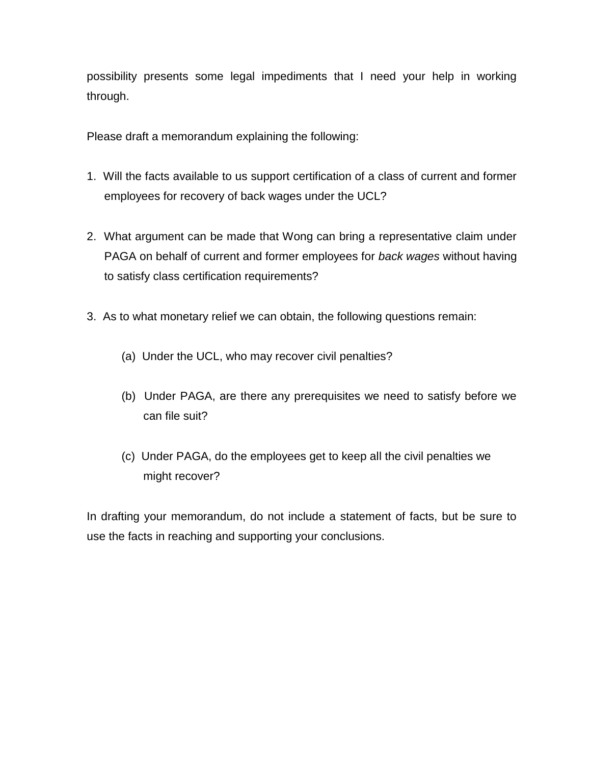possibility presents some legal impediments that I need your help in working through.

Please draft a memorandum explaining the following:

1. Will the facts available to us support certification of a class of current and former employees for recovery of back wages under the UCL?

2. What argument can be made that Wong can bring a representative claim under PAGA on behalf of current and former employees for *back wages* without having to satisfy class certification requirements?

3. As to what monetary relief we can obtain, the following questions remain:

   (a) Under the UCL, who may recover civil penalties?

   (b) Under PAGA, are there any prerequisites we need to satisfy before we can file suit?

   (c) Under PAGA, do the employees get to keep all the civil penalties we might recover?

In drafting your memorandum, do not include a statement of facts, but be sure to use the facts in reaching and supporting your conclusions.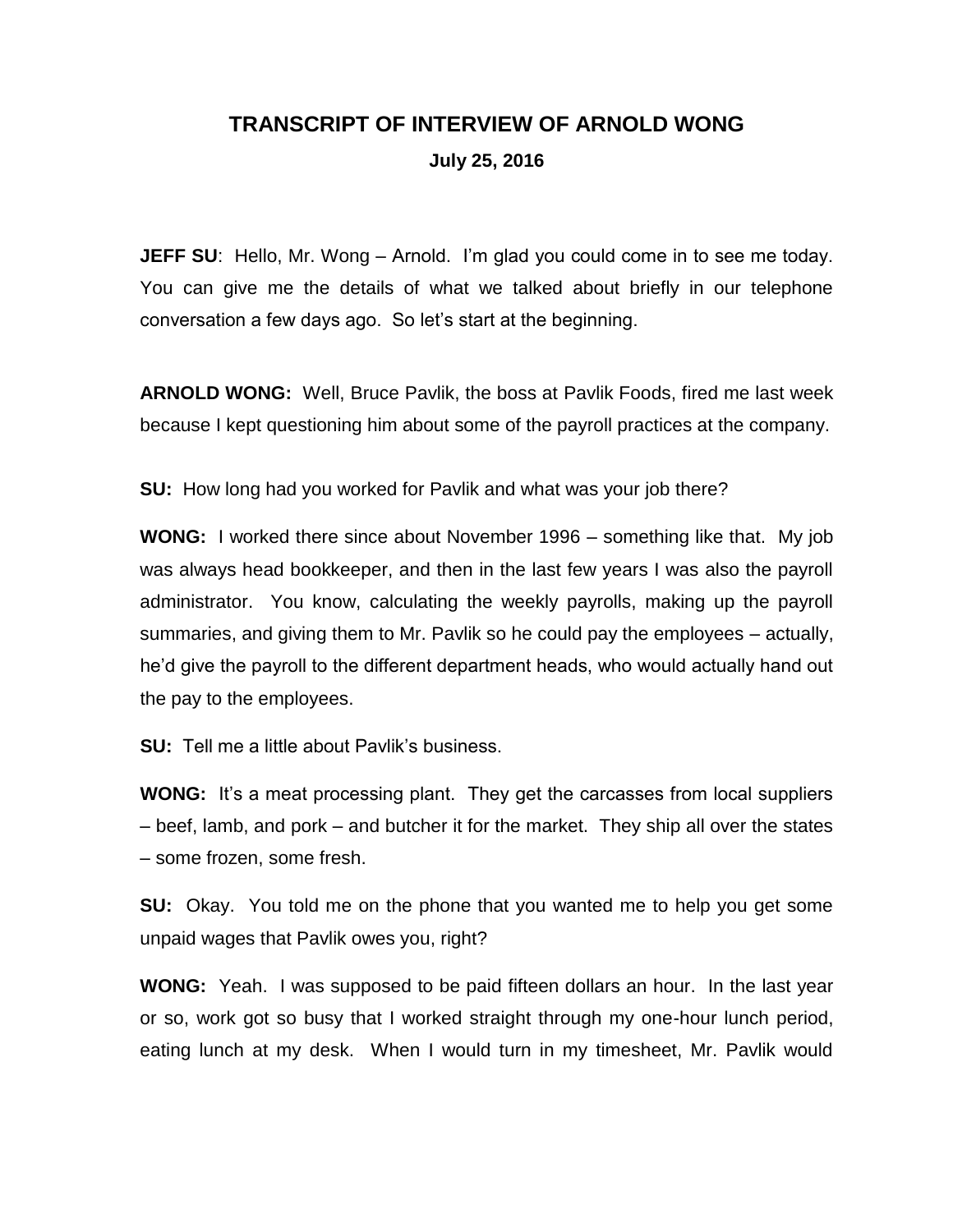# TRANSCRIPT OF INTERVIEW OF ARNOLD WONG

**July 25, 2016**

**JEFF SU**: Hello, Mr. Wong – Arnold. I'm glad you could come in to see me today. You can give me the details of what we talked about briefly in our telephone conversation a few days ago. So let's start at the beginning.

**ARNOLD WONG:** Well, Bruce Pavlik, the boss at Pavlik Foods, fired me last week because I kept questioning him about some of the payroll practices at the company.

**SU:** How long had you worked for Pavlik and what was your job there?

**WONG:** I worked there since about November 1996 – something like that. My job was always head bookkeeper, and then in the last few years I was also the payroll administrator. You know, calculating the weekly payrolls, making up the payroll summaries, and giving them to Mr. Pavlik so he could pay the employees – actually, he'd give the payroll to the different department heads, who would actually hand out the pay to the employees.

**SU:** Tell me a little about Pavlik's business.

**WONG:** It's a meat processing plant. They get the carcasses from local suppliers – beef, lamb, and pork – and butcher it for the market. They ship all over the states – some frozen, some fresh.

**SU:** Okay. You told me on the phone that you wanted me to help you get some unpaid wages that Pavlik owes you, right?

**WONG:** Yeah. I was supposed to be paid fifteen dollars an hour. In the last year or so, work got so busy that I worked straight through my one-hour lunch period, eating lunch at my desk. When I would turn in my timesheet, Mr. Pavlik would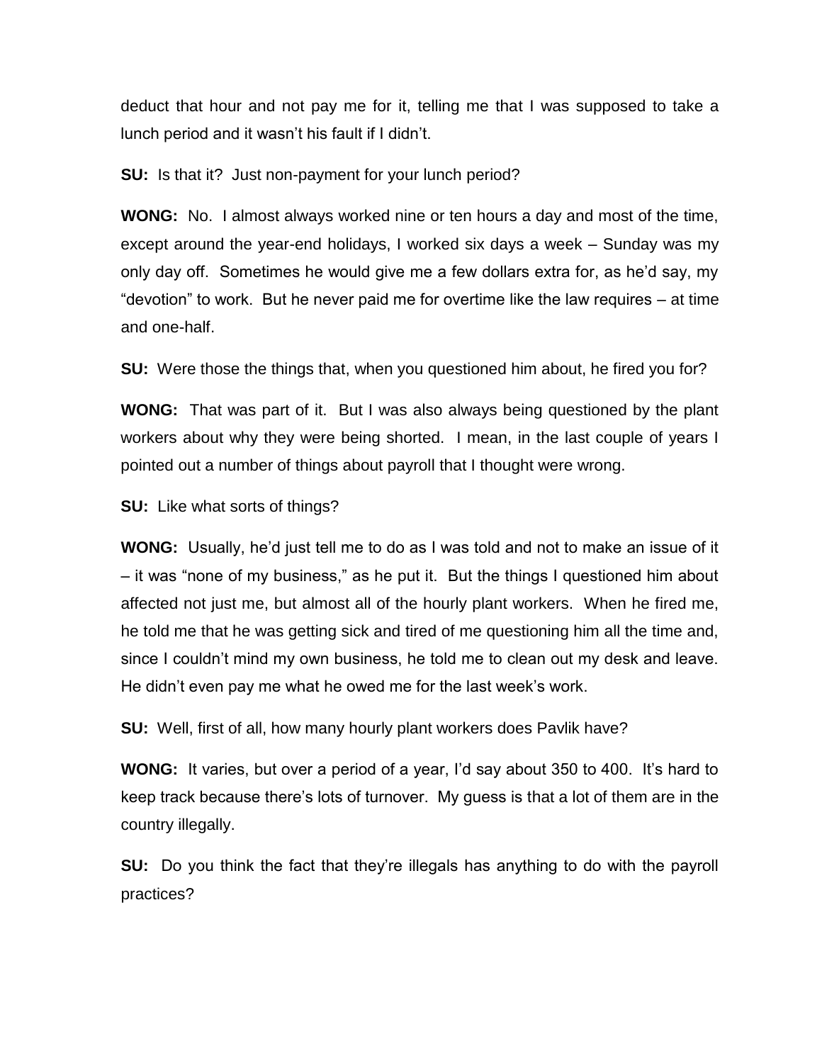deduct that hour and not pay me for it, telling me that I was supposed to take a lunch period and it wasn't his fault if I didn't.

**SU:** Is that it? Just non-payment for your lunch period?

**WONG:** No. I almost always worked nine or ten hours a day and most of the time, except around the year-end holidays, I worked six days a week – Sunday was my only day off. Sometimes he would give me a few dollars extra for, as he'd say, my "devotion" to work. But he never paid me for overtime like the law requires – at time and one-half.

**SU:** Were those the things that, when you questioned him about, he fired you for?

**WONG:** That was part of it. But I was also always being questioned by the plant workers about why they were being shorted. I mean, in the last couple of years I pointed out a number of things about payroll that I thought were wrong.

**SU:** Like what sorts of things?

**WONG:** Usually, he'd just tell me to do as I was told and not to make an issue of it – it was "none of my business," as he put it. But the things I questioned him about affected not just me, but almost all of the hourly plant workers. When he fired me, he told me that he was getting sick and tired of me questioning him all the time and, since I couldn't mind my own business, he told me to clean out my desk and leave. He didn't even pay me what he owed me for the last week's work.

**SU:** Well, first of all, how many hourly plant workers does Pavlik have?

**WONG:** It varies, but over a period of a year, I'd say about 350 to 400. It's hard to keep track because there's lots of turnover. My guess is that a lot of them are in the country illegally.

**SU:** Do you think the fact that they're illegals has anything to do with the payroll practices?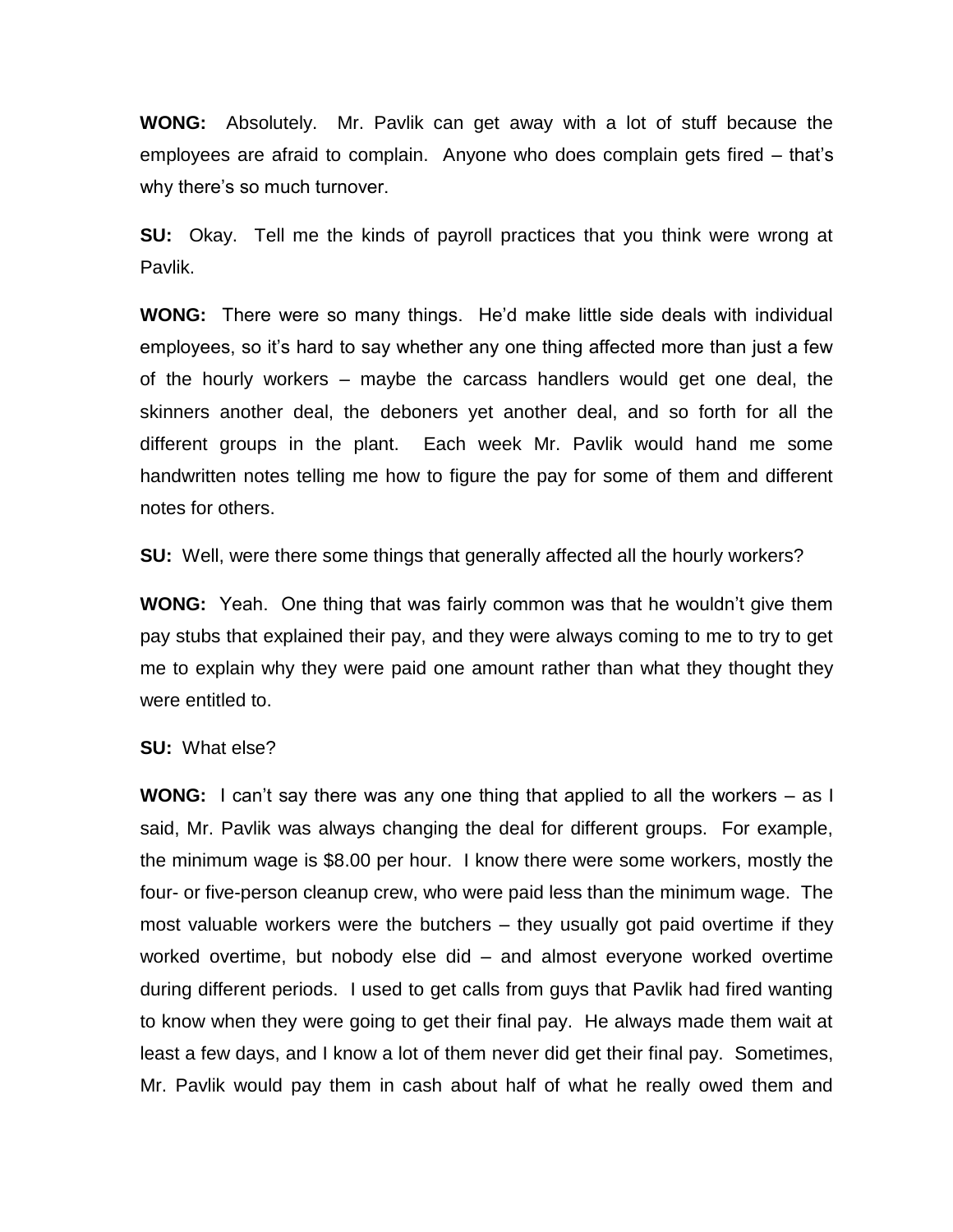**WONG:** Absolutely. Mr. Pavlik can get away with a lot of stuff because the employees are afraid to complain. Anyone who does complain gets fired – that's why there's so much turnover.

**SU:** Okay. Tell me the kinds of payroll practices that you think were wrong at Pavlik.

**WONG:** There were so many things. He'd make little side deals with individual employees, so it's hard to say whether any one thing affected more than just a few of the hourly workers – maybe the carcass handlers would get one deal, the skinners another deal, the deboners yet another deal, and so forth for all the different groups in the plant. Each week Mr. Pavlik would hand me some handwritten notes telling me how to figure the pay for some of them and different notes for others.

**SU:** Well, were there some things that generally affected all the hourly workers?

**WONG:** Yeah. One thing that was fairly common was that he wouldn't give them pay stubs that explained their pay, and they were always coming to me to try to get me to explain why they were paid one amount rather than what they thought they were entitled to.

**SU:** What else?

**WONG:** I can't say there was any one thing that applied to all the workers – as I said, Mr. Pavlik was always changing the deal for different groups. For example, the minimum wage is $8.00 per hour. I know there were some workers, mostly the four- or five-person cleanup crew, who were paid less than the minimum wage. The most valuable workers were the butchers – they usually got paid overtime if they worked overtime, but nobody else did – and almost everyone worked overtime during different periods. I used to get calls from guys that Pavlik had fired wanting to know when they were going to get their final pay. He always made them wait at least a few days, and I know a lot of them never did get their final pay. Sometimes, Mr. Pavlik would pay them in cash about half of what he really owed them and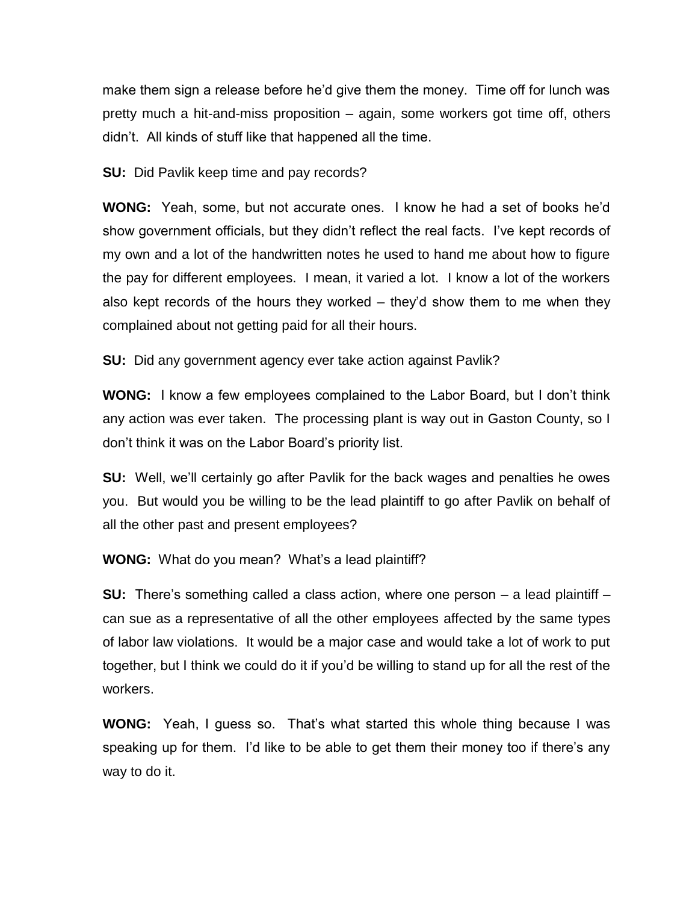make them sign a release before he'd give them the money. Time off for lunch was pretty much a hit-and-miss proposition – again, some workers got time off, others didn't. All kinds of stuff like that happened all the time.

**SU:** Did Pavlik keep time and pay records?

**WONG:** Yeah, some, but not accurate ones. I know he had a set of books he'd show government officials, but they didn't reflect the real facts. I've kept records of my own and a lot of the handwritten notes he used to hand me about how to figure the pay for different employees. I mean, it varied a lot. I know a lot of the workers also kept records of the hours they worked – they'd show them to me when they complained about not getting paid for all their hours.

**SU:** Did any government agency ever take action against Pavlik?

**WONG:** I know a few employees complained to the Labor Board, but I don't think any action was ever taken. The processing plant is way out in Gaston County, so I don't think it was on the Labor Board's priority list.

**SU:** Well, we'll certainly go after Pavlik for the back wages and penalties he owes you. But would you be willing to be the lead plaintiff to go after Pavlik on behalf of all the other past and present employees?

**WONG:** What do you mean? What's a lead plaintiff?

**SU:** There's something called a class action, where one person – a lead plaintiff – can sue as a representative of all the other employees affected by the same types of labor law violations. It would be a major case and would take a lot of work to put together, but I think we could do it if you'd be willing to stand up for all the rest of the workers.

**WONG:** Yeah, I guess so. That's what started this whole thing because I was speaking up for them. I'd like to be able to get them their money too if there's any way to do it.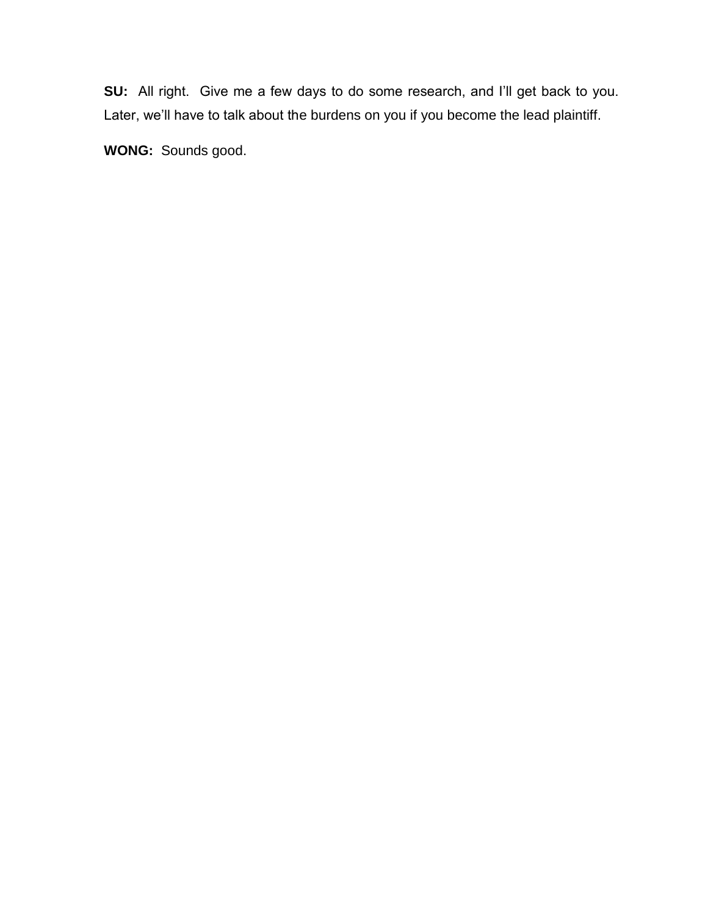**SU:** All right. Give me a few days to do some research, and I'll get back to you. Later, we'll have to talk about the burdens on you if you become the lead plaintiff.

**WONG:** Sounds good.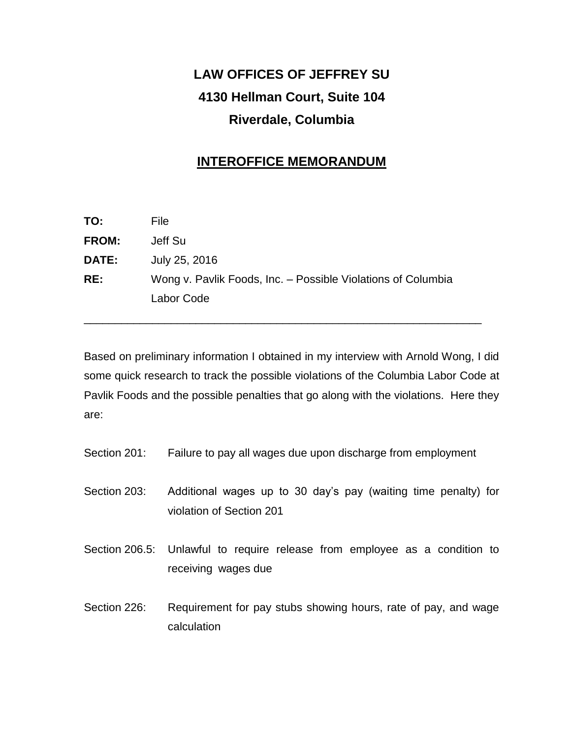# LAW OFFICES OF JEFFREY SU

**4130 Hellman Court, Suite 104**

**Riverdale, Columbia**

## INTEROFFICE MEMORANDUM

**TO:** File

**FROM:** Jeff Su

**DATE:** July 25, 2016

**RE:** Wong v. Pavlik Foods, Inc. – Possible Violations of Columbia Labor Code

---

Based on preliminary information I obtained in my interview with Arnold Wong, I did some quick research to track the possible violations of the Columbia Labor Code at Pavlik Foods and the possible penalties that go along with the violations. Here they are:

Section 201: Failure to pay all wages due upon discharge from employment

Section 203: Additional wages up to 30 day's pay (waiting time penalty) for violation of Section 201

Section 206.5: Unlawful to require release from employee as a condition to receiving wages due

Section 226: Requirement for pay stubs showing hours, rate of pay, and wage calculation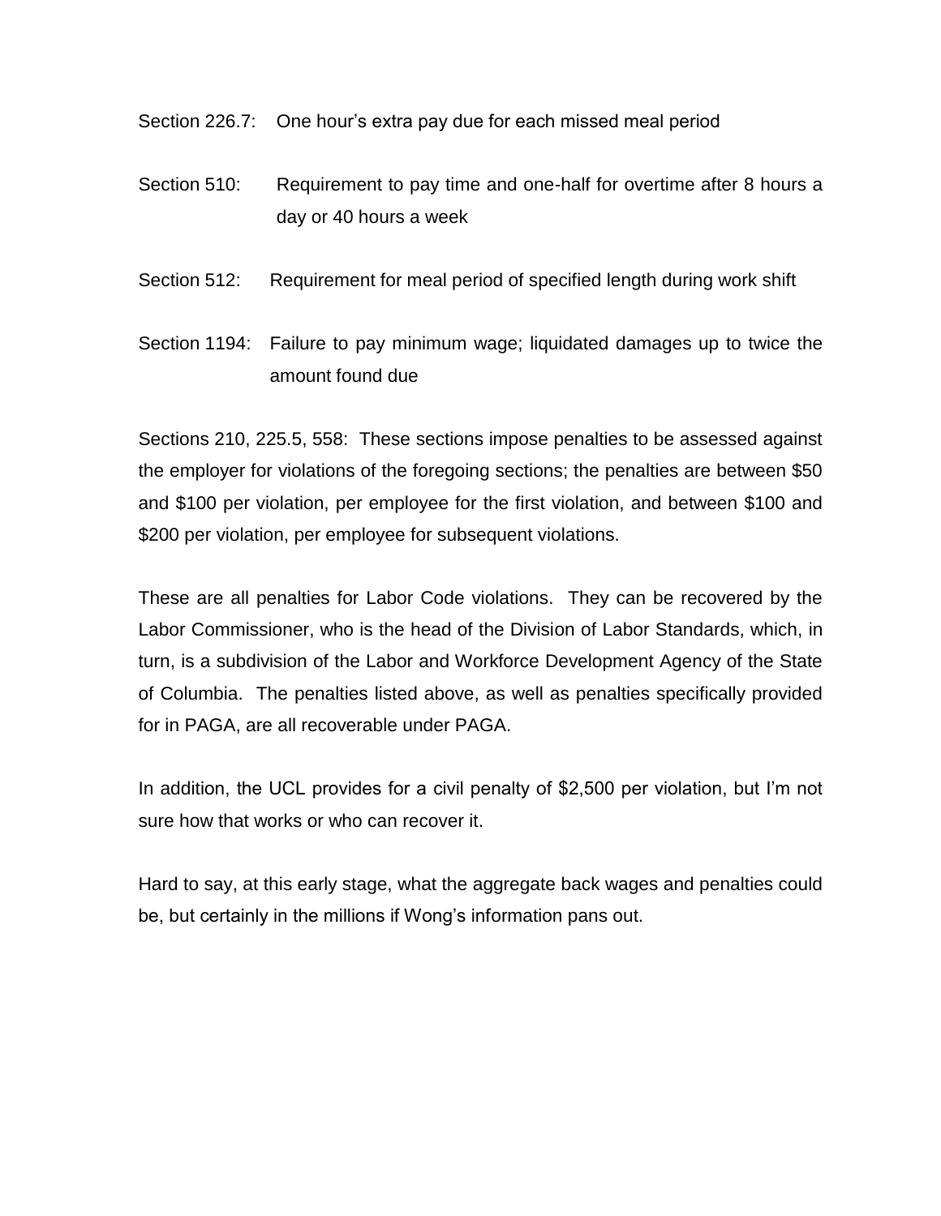Section 226.7: One hour's extra pay due for each missed meal period

Section 510: Requirement to pay time and one-half for overtime after 8 hours a day or 40 hours a week

Section 512: Requirement for meal period of specified length during work shift

Section 1194: Failure to pay minimum wage; liquidated damages up to twice the amount found due

Sections 210, 225.5, 558: These sections impose penalties to be assessed against the employer for violations of the foregoing sections; the penalties are between $50 and $100 per violation, per employee for the first violation, and between $100 and $200 per violation, per employee for subsequent violations.

These are all penalties for Labor Code violations. They can be recovered by the Labor Commissioner, who is the head of the Division of Labor Standards, which, in turn, is a subdivision of the Labor and Workforce Development Agency of the State of Columbia. The penalties listed above, as well as penalties specifically provided for in PAGA, are all recoverable under PAGA.

In addition, the UCL provides for a civil penalty of $2,500 per violation, but I'm not sure how that works or who can recover it.

Hard to say, at this early stage, what the aggregate back wages and penalties could be, but certainly in the millions if Wong's information pans out.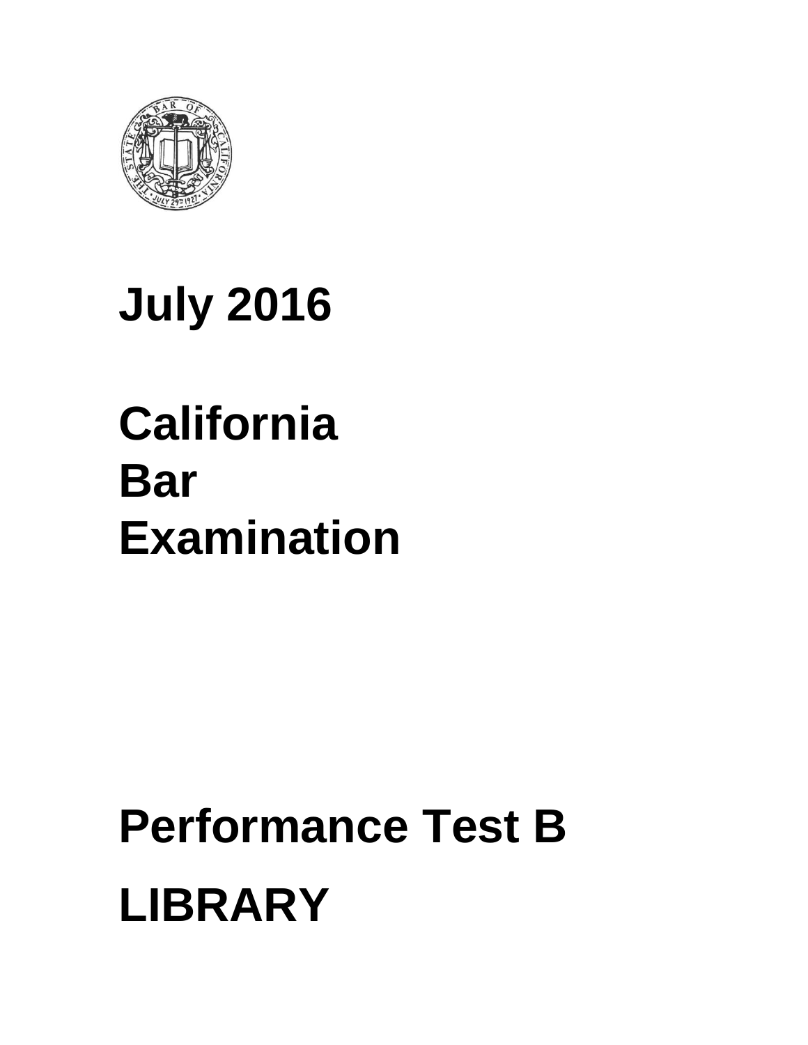# July 2016

# California Bar Examination

# Performance Test B

# LIBRARY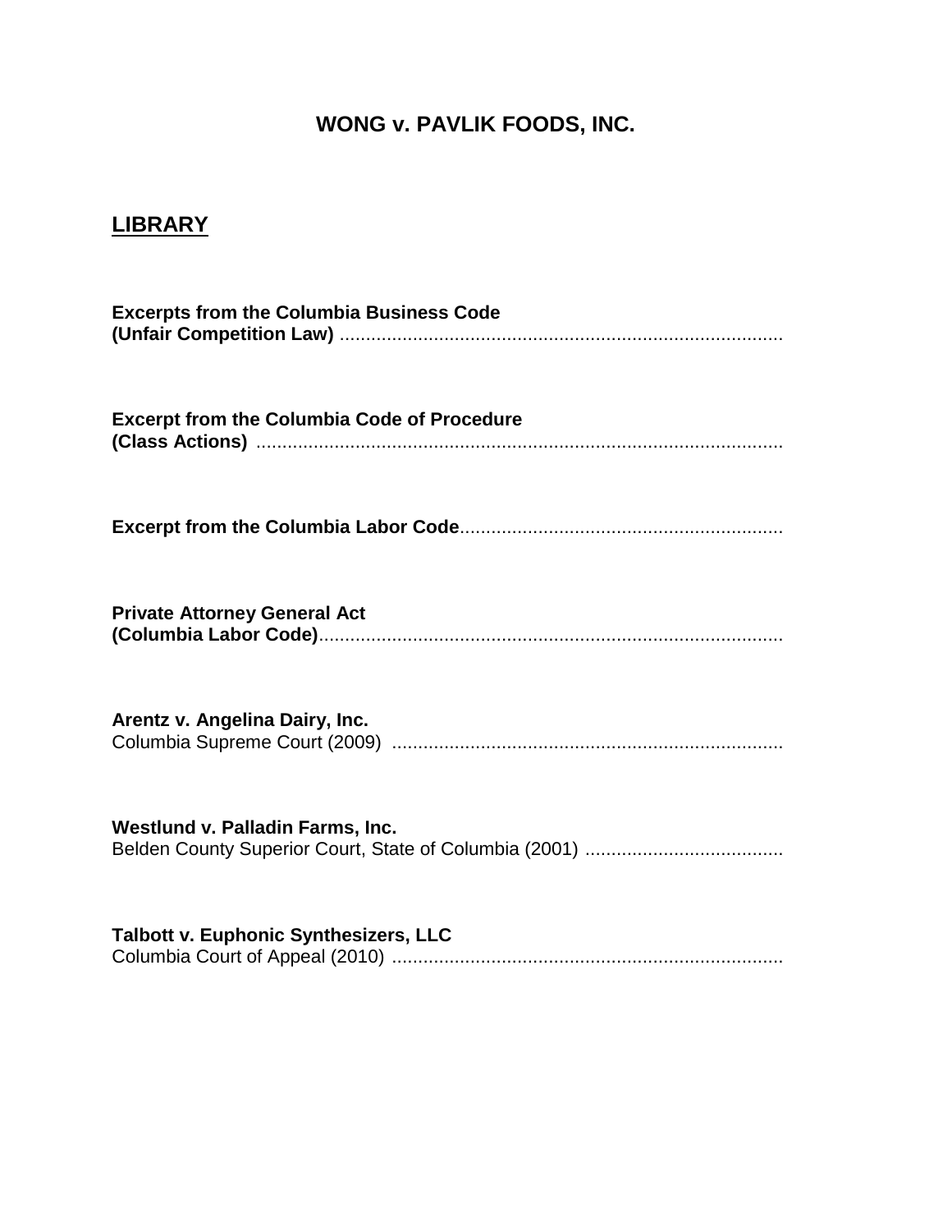# WONG v. PAVLIK FOODS, INC.

## LIBRARY

**Excerpts from the Columbia Business Code (Unfair Competition Law)** ....................................................................................

**Excerpt from the Columbia Code of Procedure (Class Actions)** ....................................................................................................

**Excerpt from the Columbia Labor Code**.............................................................

**Private Attorney General Act (Columbia Labor Code)**.......................................................................................

**Arentz v. Angelina Dairy, Inc.**
Columbia Supreme Court (2009) ..........................................................................

**Westlund v. Palladin Farms, Inc.**
Belden County Superior Court, State of Columbia (2001) .....................................

**Talbott v. Euphonic Synthesizers, LLC**
Columbia Court of Appeal (2010) ..........................................................................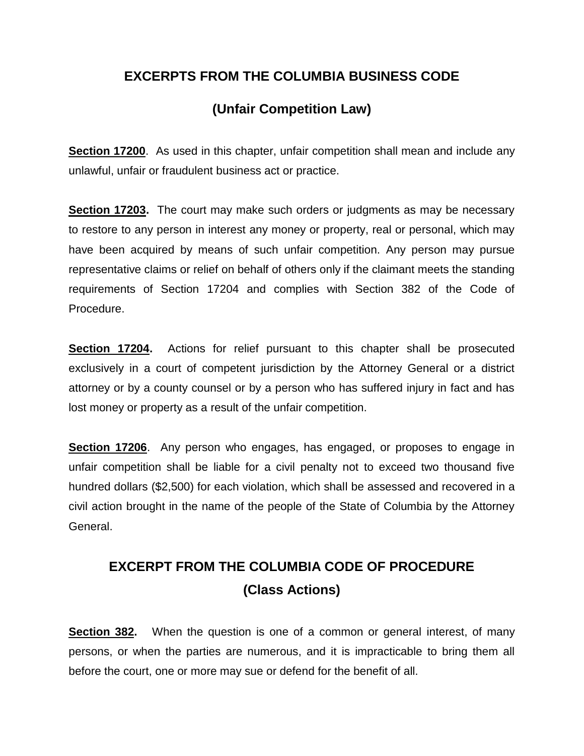## EXCERPTS FROM THE COLUMBIA BUSINESS CODE

## (Unfair Competition Law)

**Section 17200**. As used in this chapter, unfair competition shall mean and include any unlawful, unfair or fraudulent business act or practice.

**Section 17203.** The court may make such orders or judgments as may be necessary to restore to any person in interest any money or property, real or personal, which may have been acquired by means of such unfair competition. Any person may pursue representative claims or relief on behalf of others only if the claimant meets the standing requirements of Section 17204 and complies with Section 382 of the Code of Procedure.

**Section 17204.** Actions for relief pursuant to this chapter shall be prosecuted exclusively in a court of competent jurisdiction by the Attorney General or a district attorney or by a county counsel or by a person who has suffered injury in fact and has lost money or property as a result of the unfair competition.

**Section 17206**. Any person who engages, has engaged, or proposes to engage in unfair competition shall be liable for a civil penalty not to exceed two thousand five hundred dollars ($2,500) for each violation, which shall be assessed and recovered in a civil action brought in the name of the people of the State of Columbia by the Attorney General.

## EXCERPT FROM THE COLUMBIA CODE OF PROCEDURE

## (Class Actions)

**Section 382.** When the question is one of a common or general interest, of many persons, or when the parties are numerous, and it is impracticable to bring them all before the court, one or more may sue or defend for the benefit of all.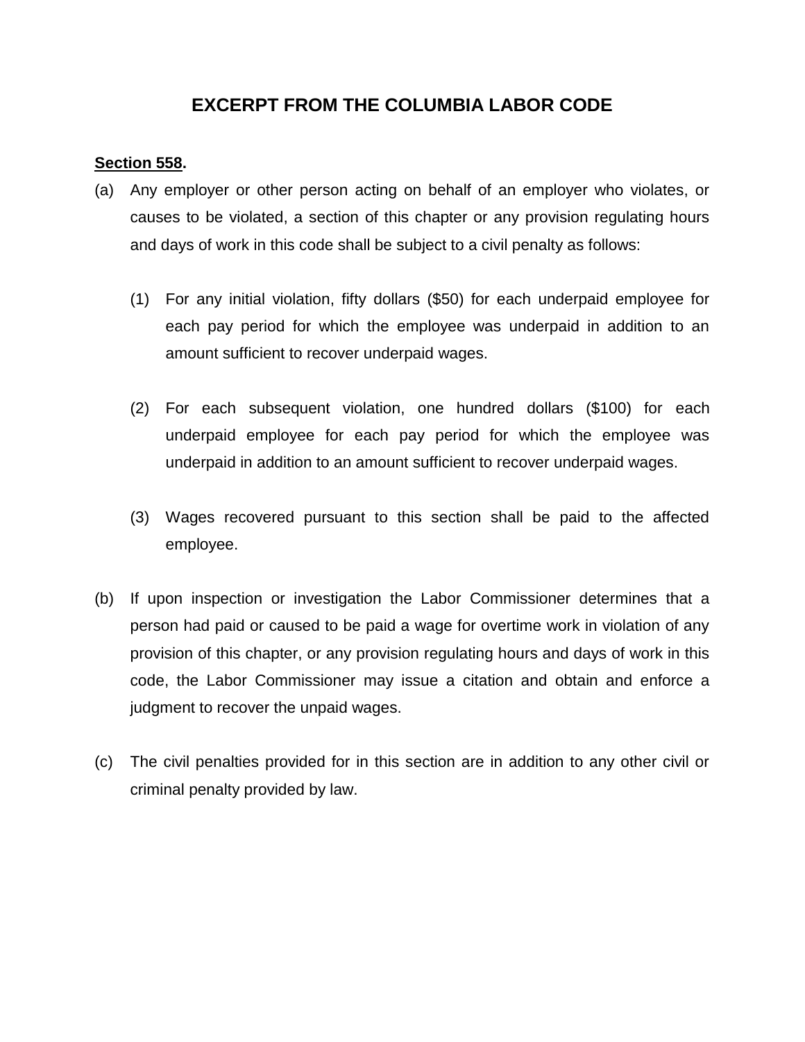# EXCERPT FROM THE COLUMBIA LABOR CODE

**Section 558.**

(a) Any employer or other person acting on behalf of an employer who violates, or causes to be violated, a section of this chapter or any provision regulating hours and days of work in this code shall be subject to a civil penalty as follows:

  (1) For any initial violation, fifty dollars ($50) for each underpaid employee for each pay period for which the employee was underpaid in addition to an amount sufficient to recover underpaid wages.

  (2) For each subsequent violation, one hundred dollars ($100) for each underpaid employee for each pay period for which the employee was underpaid in addition to an amount sufficient to recover underpaid wages.

  (3) Wages recovered pursuant to this section shall be paid to the affected employee.

(b) If upon inspection or investigation the Labor Commissioner determines that a person had paid or caused to be paid a wage for overtime work in violation of any provision of this chapter, or any provision regulating hours and days of work in this code, the Labor Commissioner may issue a citation and obtain and enforce a judgment to recover the unpaid wages.

(c) The civil penalties provided for in this section are in addition to any other civil or criminal penalty provided by law.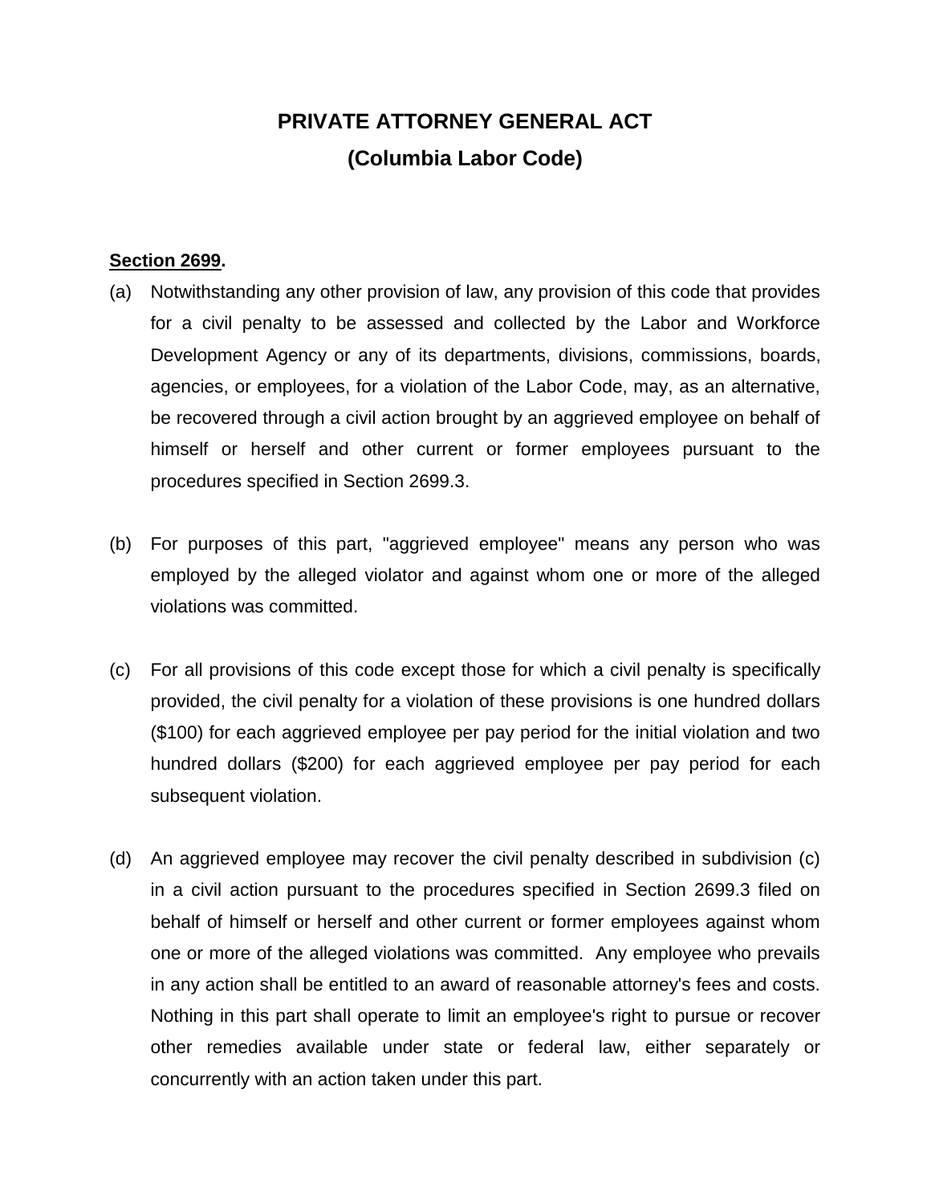# PRIVATE ATTORNEY GENERAL ACT

## (Columbia Labor Code)

**Section 2699.**

(a) Notwithstanding any other provision of law, any provision of this code that provides for a civil penalty to be assessed and collected by the Labor and Workforce Development Agency or any of its departments, divisions, commissions, boards, agencies, or employees, for a violation of the Labor Code, may, as an alternative, be recovered through a civil action brought by an aggrieved employee on behalf of himself or herself and other current or former employees pursuant to the procedures specified in Section 2699.3.

(b) For purposes of this part, "aggrieved employee" means any person who was employed by the alleged violator and against whom one or more of the alleged violations was committed.

(c) For all provisions of this code except those for which a civil penalty is specifically provided, the civil penalty for a violation of these provisions is one hundred dollars ($100) for each aggrieved employee per pay period for the initial violation and two hundred dollars ($200) for each aggrieved employee per pay period for each subsequent violation.

(d) An aggrieved employee may recover the civil penalty described in subdivision (c) in a civil action pursuant to the procedures specified in Section 2699.3 filed on behalf of himself or herself and other current or former employees against whom one or more of the alleged violations was committed. Any employee who prevails in any action shall be entitled to an award of reasonable attorney's fees and costs. Nothing in this part shall operate to limit an employee's right to pursue or recover other remedies available under state or federal law, either separately or concurrently with an action taken under this part.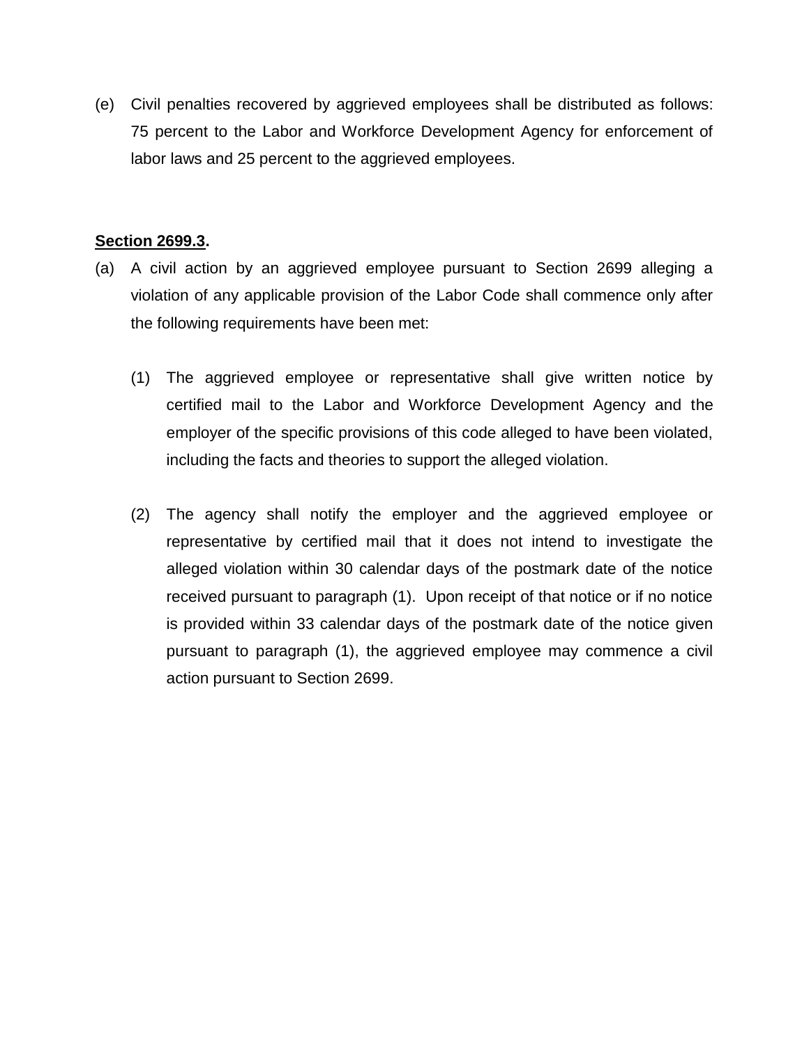(e) Civil penalties recovered by aggrieved employees shall be distributed as follows: 75 percent to the Labor and Workforce Development Agency for enforcement of labor laws and 25 percent to the aggrieved employees.

**<u>Section 2699.3</u>.**

(a) A civil action by an aggrieved employee pursuant to Section 2699 alleging a violation of any applicable provision of the Labor Code shall commence only after the following requirements have been met:

  (1) The aggrieved employee or representative shall give written notice by certified mail to the Labor and Workforce Development Agency and the employer of the specific provisions of this code alleged to have been violated, including the facts and theories to support the alleged violation.

  (2) The agency shall notify the employer and the aggrieved employee or representative by certified mail that it does not intend to investigate the alleged violation within 30 calendar days of the postmark date of the notice received pursuant to paragraph (1). Upon receipt of that notice or if no notice is provided within 33 calendar days of the postmark date of the notice given pursuant to paragraph (1), the aggrieved employee may commence a civil action pursuant to Section 2699.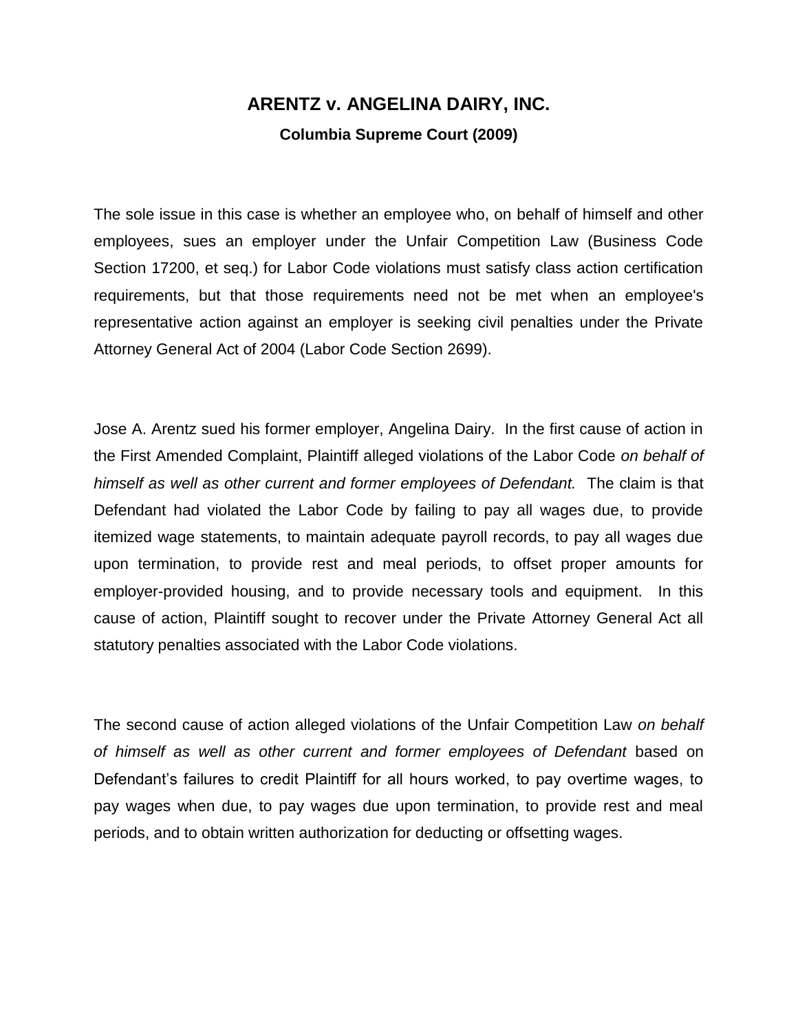# ARENTZ v. ANGELINA DAIRY, INC.

**Columbia Supreme Court (2009)**

The sole issue in this case is whether an employee who, on behalf of himself and other employees, sues an employer under the Unfair Competition Law (Business Code Section 17200, et seq.) for Labor Code violations must satisfy class action certification requirements, but that those requirements need not be met when an employee's representative action against an employer is seeking civil penalties under the Private Attorney General Act of 2004 (Labor Code Section 2699).

Jose A. Arentz sued his former employer, Angelina Dairy. In the first cause of action in the First Amended Complaint, Plaintiff alleged violations of the Labor Code *on behalf of himself as well as other current and former employees of Defendant.* The claim is that Defendant had violated the Labor Code by failing to pay all wages due, to provide itemized wage statements, to maintain adequate payroll records, to pay all wages due upon termination, to provide rest and meal periods, to offset proper amounts for employer-provided housing, and to provide necessary tools and equipment. In this cause of action, Plaintiff sought to recover under the Private Attorney General Act all statutory penalties associated with the Labor Code violations.

The second cause of action alleged violations of the Unfair Competition Law *on behalf of himself as well as other current and former employees of Defendant* based on Defendant's failures to credit Plaintiff for all hours worked, to pay overtime wages, to pay wages when due, to pay wages due upon termination, to provide rest and meal periods, and to obtain written authorization for deducting or offsetting wages.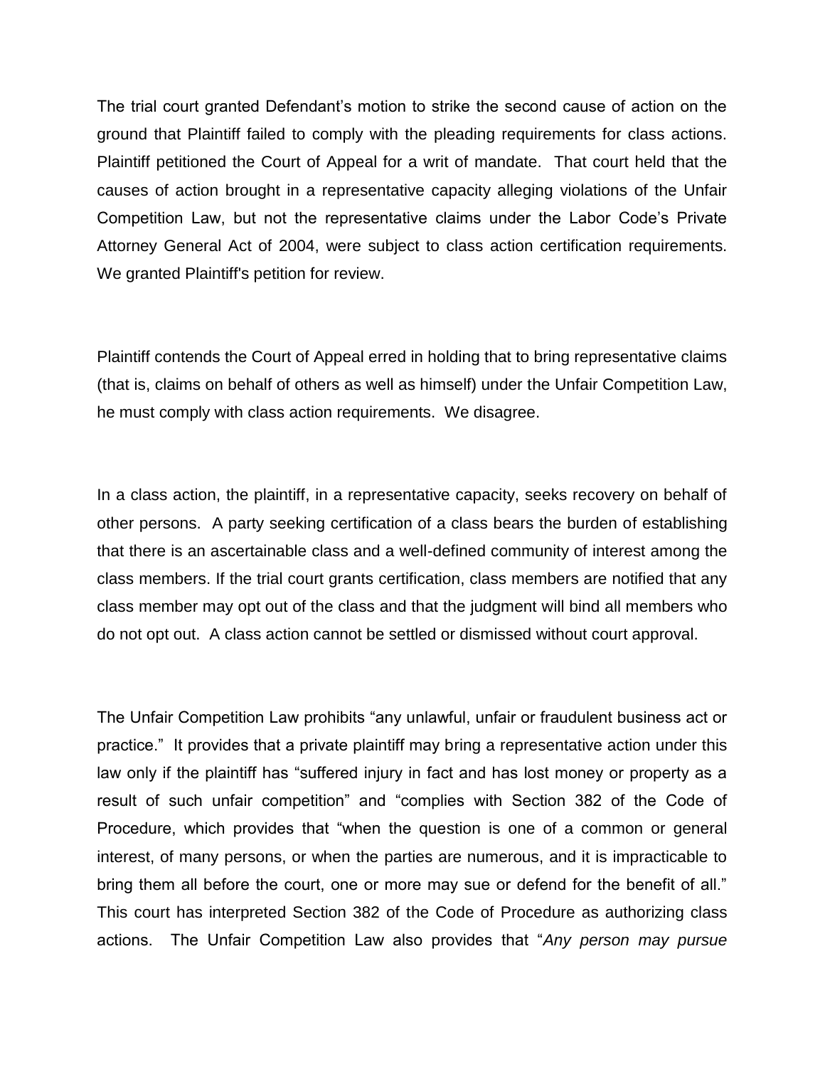The trial court granted Defendant's motion to strike the second cause of action on the ground that Plaintiff failed to comply with the pleading requirements for class actions. Plaintiff petitioned the Court of Appeal for a writ of mandate. That court held that the causes of action brought in a representative capacity alleging violations of the Unfair Competition Law, but not the representative claims under the Labor Code's Private Attorney General Act of 2004, were subject to class action certification requirements. We granted Plaintiff's petition for review.

Plaintiff contends the Court of Appeal erred in holding that to bring representative claims (that is, claims on behalf of others as well as himself) under the Unfair Competition Law, he must comply with class action requirements. We disagree.

In a class action, the plaintiff, in a representative capacity, seeks recovery on behalf of other persons. A party seeking certification of a class bears the burden of establishing that there is an ascertainable class and a well-defined community of interest among the class members. If the trial court grants certification, class members are notified that any class member may opt out of the class and that the judgment will bind all members who do not opt out. A class action cannot be settled or dismissed without court approval.

The Unfair Competition Law prohibits "any unlawful, unfair or fraudulent business act or practice." It provides that a private plaintiff may bring a representative action under this law only if the plaintiff has "suffered injury in fact and has lost money or property as a result of such unfair competition" and "complies with Section 382 of the Code of Procedure, which provides that "when the question is one of a common or general interest, of many persons, or when the parties are numerous, and it is impracticable to bring them all before the court, one or more may sue or defend for the benefit of all." This court has interpreted Section 382 of the Code of Procedure as authorizing class actions. The Unfair Competition Law also provides that "*Any person may pursue*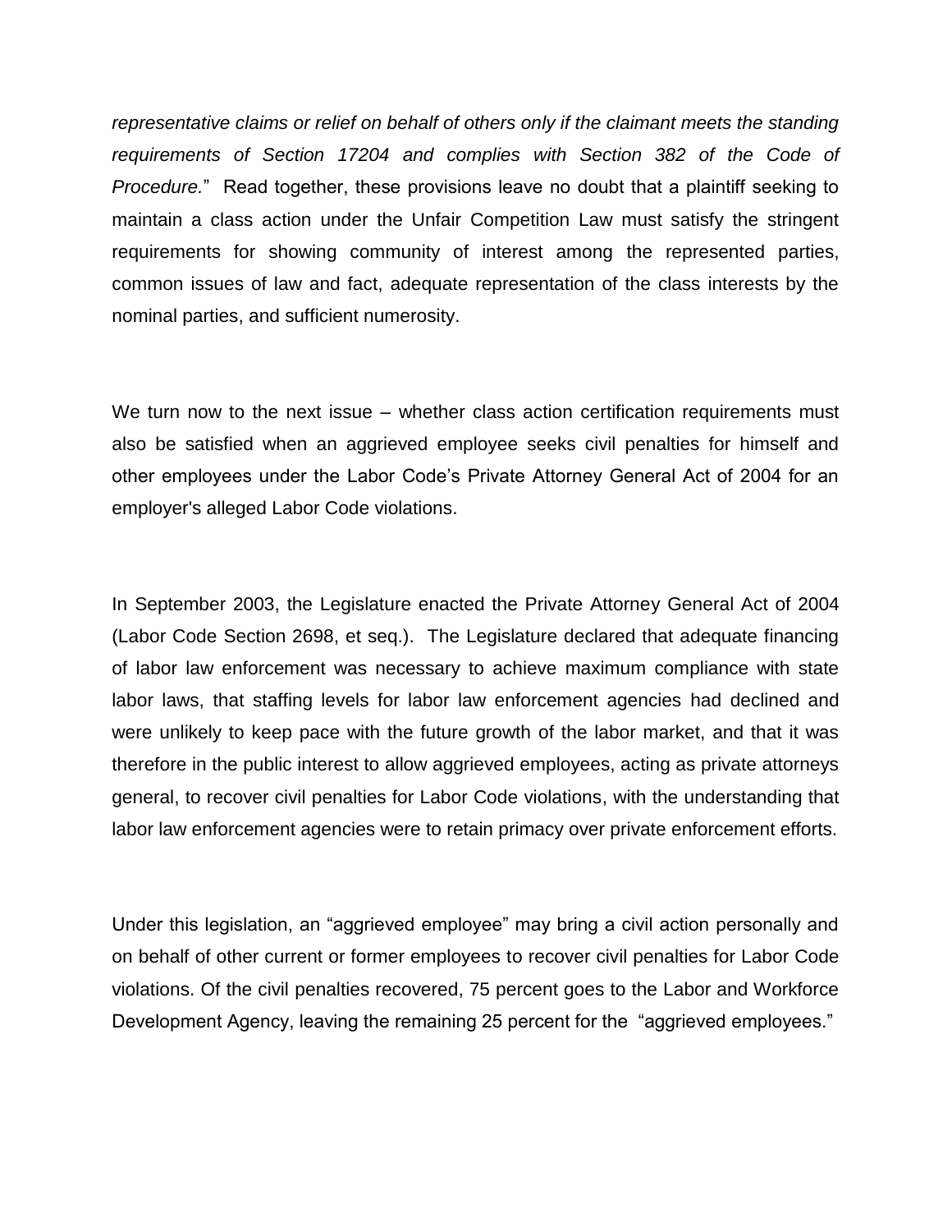*representative claims or relief on behalf of others only if the claimant meets the standing requirements of Section 17204 and complies with Section 382 of the Code of Procedure.*" Read together, these provisions leave no doubt that a plaintiff seeking to maintain a class action under the Unfair Competition Law must satisfy the stringent requirements for showing community of interest among the represented parties, common issues of law and fact, adequate representation of the class interests by the nominal parties, and sufficient numerosity.

We turn now to the next issue – whether class action certification requirements must also be satisfied when an aggrieved employee seeks civil penalties for himself and other employees under the Labor Code's Private Attorney General Act of 2004 for an employer's alleged Labor Code violations.

In September 2003, the Legislature enacted the Private Attorney General Act of 2004 (Labor Code Section 2698, et seq.). The Legislature declared that adequate financing of labor law enforcement was necessary to achieve maximum compliance with state labor laws, that staffing levels for labor law enforcement agencies had declined and were unlikely to keep pace with the future growth of the labor market, and that it was therefore in the public interest to allow aggrieved employees, acting as private attorneys general, to recover civil penalties for Labor Code violations, with the understanding that labor law enforcement agencies were to retain primacy over private enforcement efforts.

Under this legislation, an "aggrieved employee" may bring a civil action personally and on behalf of other current or former employees to recover civil penalties for Labor Code violations. Of the civil penalties recovered, 75 percent goes to the Labor and Workforce Development Agency, leaving the remaining 25 percent for the "aggrieved employees."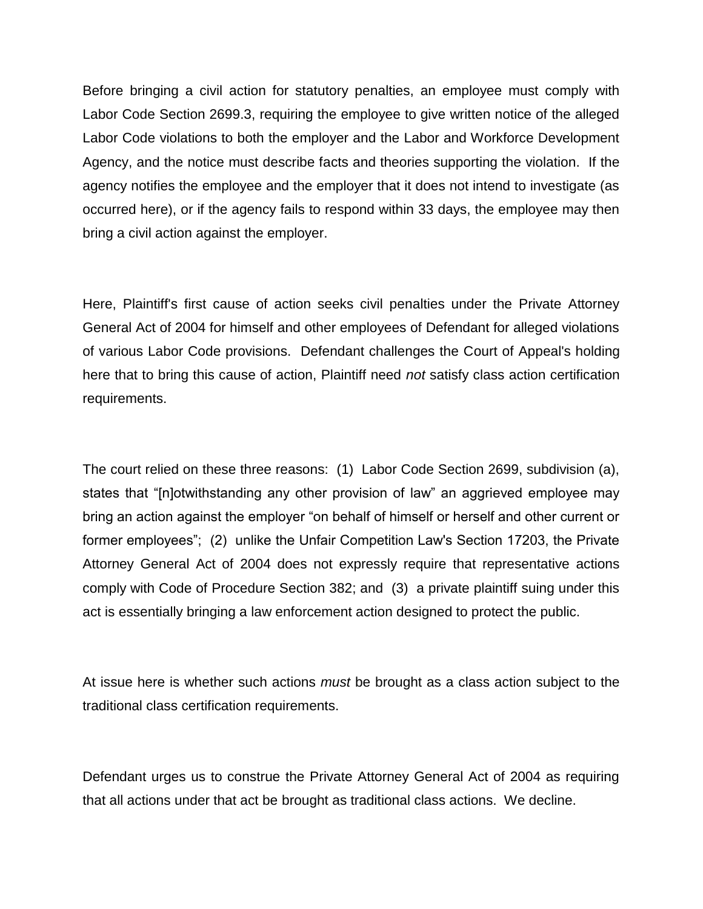Before bringing a civil action for statutory penalties, an employee must comply with Labor Code Section 2699.3, requiring the employee to give written notice of the alleged Labor Code violations to both the employer and the Labor and Workforce Development Agency, and the notice must describe facts and theories supporting the violation. If the agency notifies the employee and the employer that it does not intend to investigate (as occurred here), or if the agency fails to respond within 33 days, the employee may then bring a civil action against the employer.

Here, Plaintiff's first cause of action seeks civil penalties under the Private Attorney General Act of 2004 for himself and other employees of Defendant for alleged violations of various Labor Code provisions. Defendant challenges the Court of Appeal's holding here that to bring this cause of action, Plaintiff need *not* satisfy class action certification requirements.

The court relied on these three reasons: (1) Labor Code Section 2699, subdivision (a), states that "[n]otwithstanding any other provision of law" an aggrieved employee may bring an action against the employer "on behalf of himself or herself and other current or former employees"; (2) unlike the Unfair Competition Law's Section 17203, the Private Attorney General Act of 2004 does not expressly require that representative actions comply with Code of Procedure Section 382; and (3) a private plaintiff suing under this act is essentially bringing a law enforcement action designed to protect the public.

At issue here is whether such actions *must* be brought as a class action subject to the traditional class certification requirements.

Defendant urges us to construe the Private Attorney General Act of 2004 as requiring that all actions under that act be brought as traditional class actions. We decline.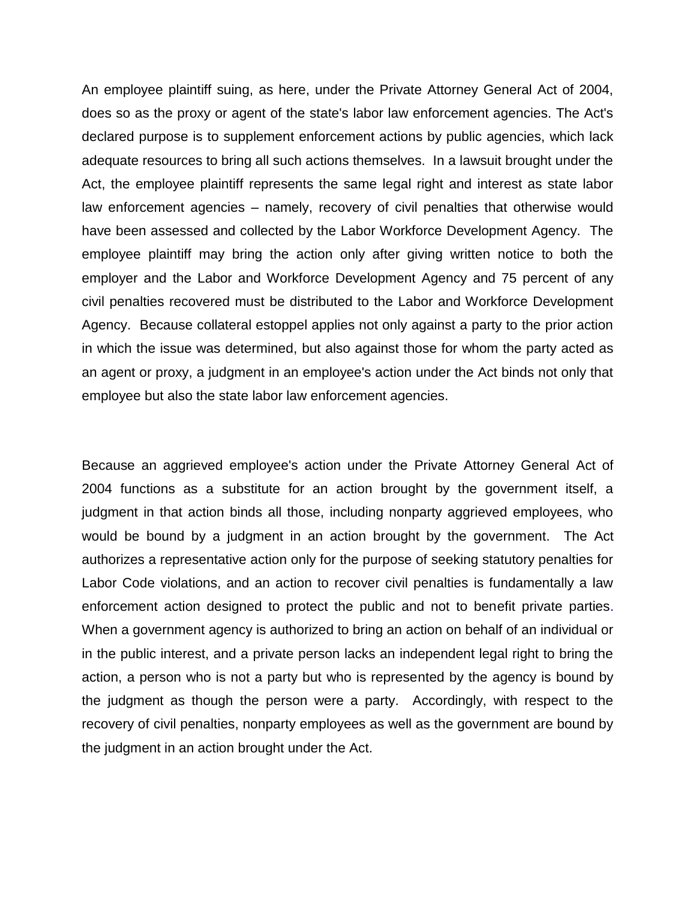An employee plaintiff suing, as here, under the Private Attorney General Act of 2004, does so as the proxy or agent of the state's labor law enforcement agencies. The Act's declared purpose is to supplement enforcement actions by public agencies, which lack adequate resources to bring all such actions themselves. In a lawsuit brought under the Act, the employee plaintiff represents the same legal right and interest as state labor law enforcement agencies – namely, recovery of civil penalties that otherwise would have been assessed and collected by the Labor Workforce Development Agency. The employee plaintiff may bring the action only after giving written notice to both the employer and the Labor and Workforce Development Agency and 75 percent of any civil penalties recovered must be distributed to the Labor and Workforce Development Agency. Because collateral estoppel applies not only against a party to the prior action in which the issue was determined, but also against those for whom the party acted as an agent or proxy, a judgment in an employee's action under the Act binds not only that employee but also the state labor law enforcement agencies.

Because an aggrieved employee's action under the Private Attorney General Act of 2004 functions as a substitute for an action brought by the government itself, a judgment in that action binds all those, including nonparty aggrieved employees, who would be bound by a judgment in an action brought by the government. The Act authorizes a representative action only for the purpose of seeking statutory penalties for Labor Code violations, and an action to recover civil penalties is fundamentally a law enforcement action designed to protect the public and not to benefit private parties. When a government agency is authorized to bring an action on behalf of an individual or in the public interest, and a private person lacks an independent legal right to bring the action, a person who is not a party but who is represented by the agency is bound by the judgment as though the person were a party. Accordingly, with respect to the recovery of civil penalties, nonparty employees as well as the government are bound by the judgment in an action brought under the Act.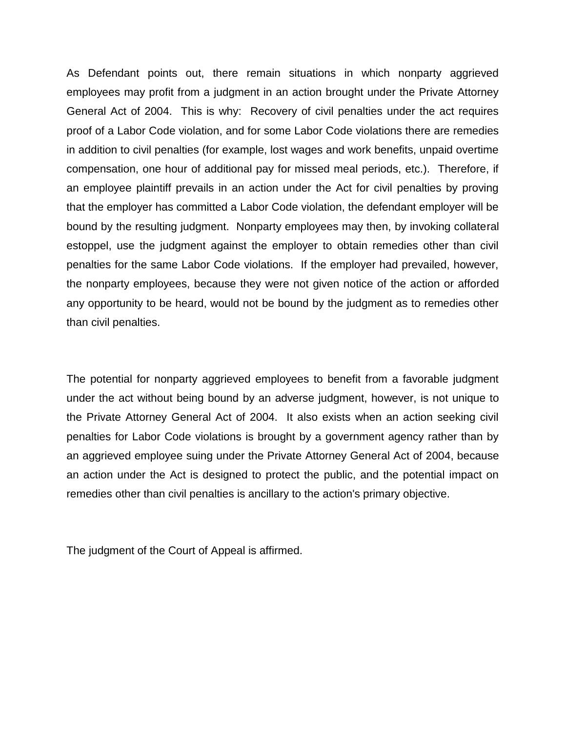As Defendant points out, there remain situations in which nonparty aggrieved employees may profit from a judgment in an action brought under the Private Attorney General Act of 2004. This is why: Recovery of civil penalties under the act requires proof of a Labor Code violation, and for some Labor Code violations there are remedies in addition to civil penalties (for example, lost wages and work benefits, unpaid overtime compensation, one hour of additional pay for missed meal periods, etc.). Therefore, if an employee plaintiff prevails in an action under the Act for civil penalties by proving that the employer has committed a Labor Code violation, the defendant employer will be bound by the resulting judgment. Nonparty employees may then, by invoking collateral estoppel, use the judgment against the employer to obtain remedies other than civil penalties for the same Labor Code violations. If the employer had prevailed, however, the nonparty employees, because they were not given notice of the action or afforded any opportunity to be heard, would not be bound by the judgment as to remedies other than civil penalties.

The potential for nonparty aggrieved employees to benefit from a favorable judgment under the act without being bound by an adverse judgment, however, is not unique to the Private Attorney General Act of 2004. It also exists when an action seeking civil penalties for Labor Code violations is brought by a government agency rather than by an aggrieved employee suing under the Private Attorney General Act of 2004, because an action under the Act is designed to protect the public, and the potential impact on remedies other than civil penalties is ancillary to the action's primary objective.

The judgment of the Court of Appeal is affirmed.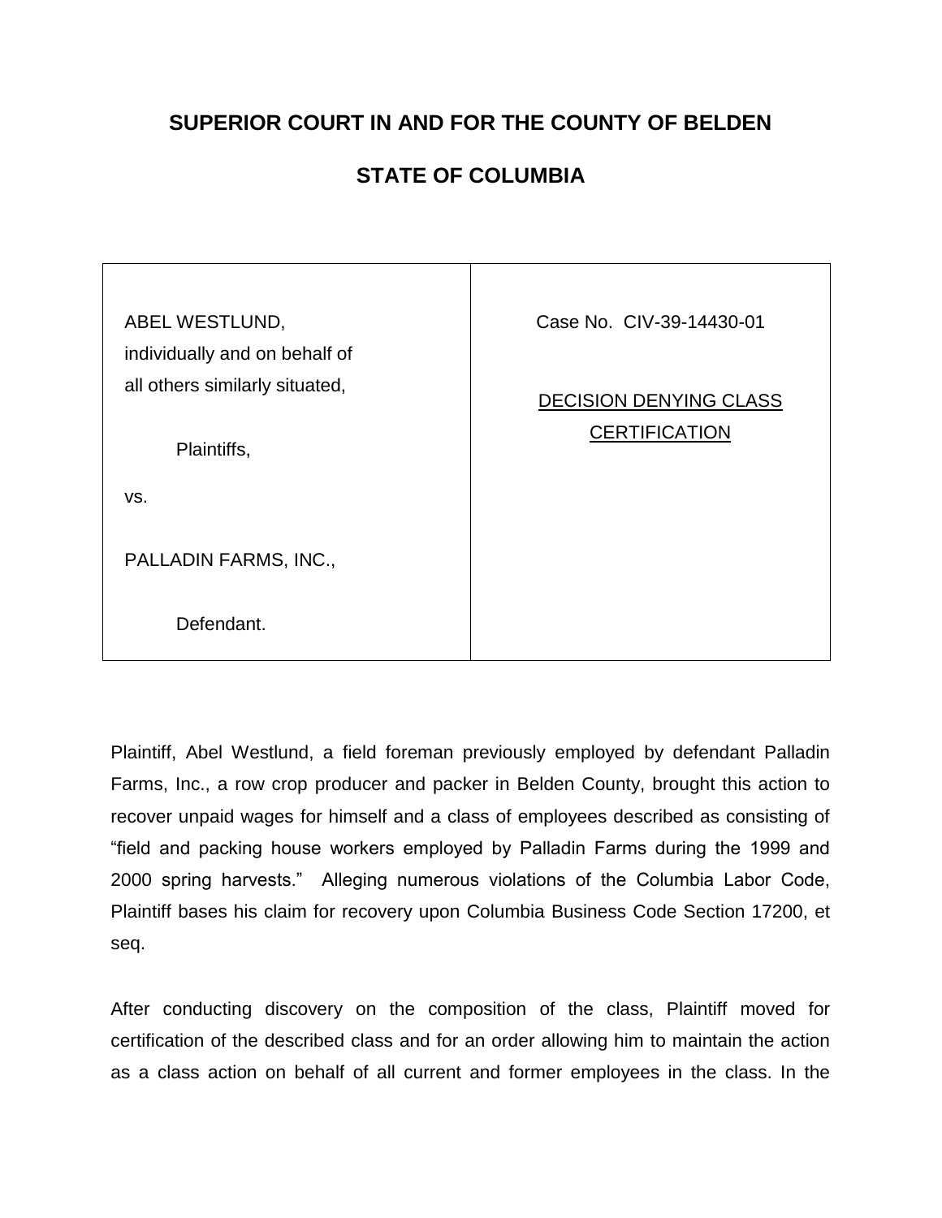**SUPERIOR COURT IN AND FOR THE COUNTY OF BELDEN**

**STATE OF COLUMBIA**

| | |
|---|---|
| ABEL WESTLUND, individually and on behalf of all others similarly situated,<br><br>Plaintiffs,<br><br>vs.<br><br>PALLADIN FARMS, INC.,<br><br>Defendant. | Case No. CIV-39-14430-01<br><br><u>DECISION DENYING CLASS CERTIFICATION</u> |

Plaintiff, Abel Westlund, a field foreman previously employed by defendant Palladin Farms, Inc., a row crop producer and packer in Belden County, brought this action to recover unpaid wages for himself and a class of employees described as consisting of "field and packing house workers employed by Palladin Farms during the 1999 and 2000 spring harvests." Alleging numerous violations of the Columbia Labor Code, Plaintiff bases his claim for recovery upon Columbia Business Code Section 17200, et seq.

After conducting discovery on the composition of the class, Plaintiff moved for certification of the described class and for an order allowing him to maintain the action as a class action on behalf of all current and former employees in the class. In the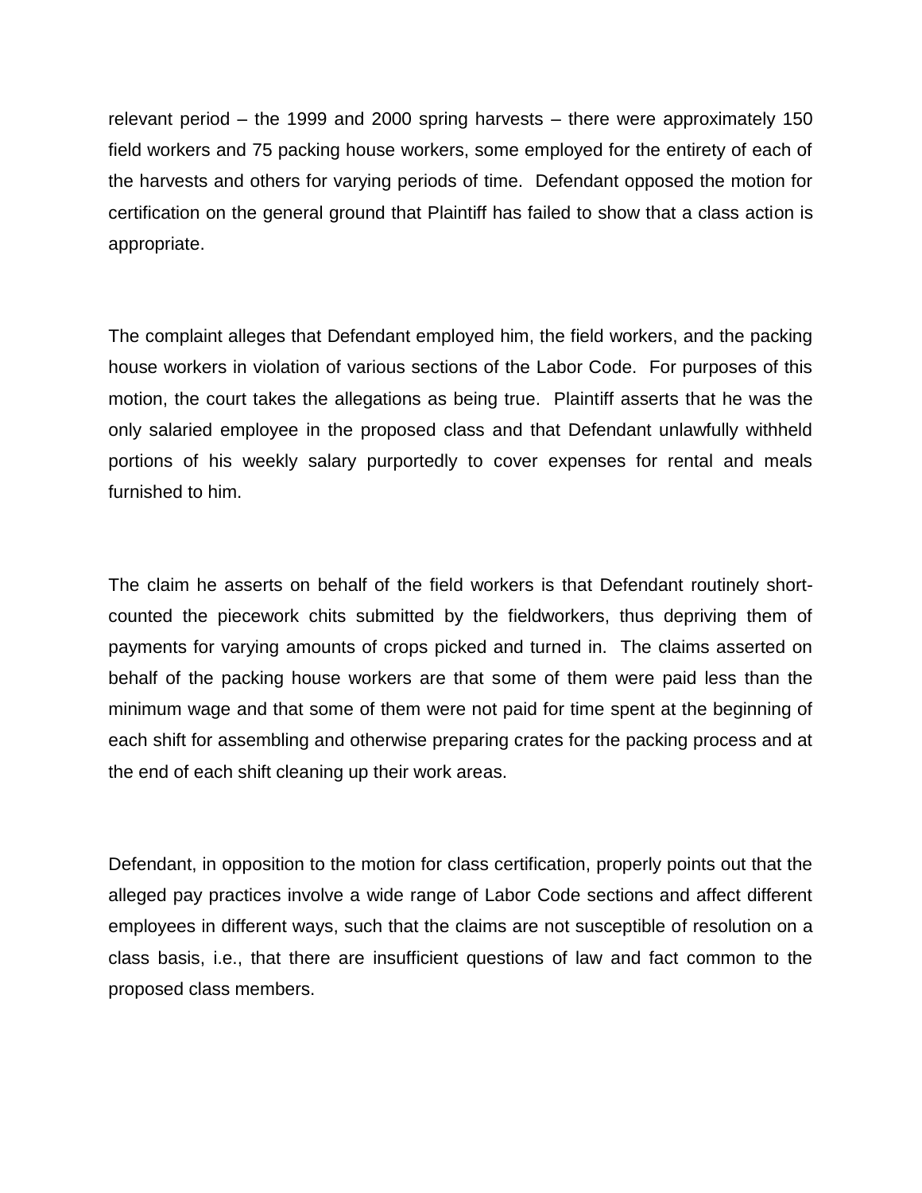relevant period – the 1999 and 2000 spring harvests – there were approximately 150 field workers and 75 packing house workers, some employed for the entirety of each of the harvests and others for varying periods of time. Defendant opposed the motion for certification on the general ground that Plaintiff has failed to show that a class action is appropriate.

The complaint alleges that Defendant employed him, the field workers, and the packing house workers in violation of various sections of the Labor Code. For purposes of this motion, the court takes the allegations as being true. Plaintiff asserts that he was the only salaried employee in the proposed class and that Defendant unlawfully withheld portions of his weekly salary purportedly to cover expenses for rental and meals furnished to him.

The claim he asserts on behalf of the field workers is that Defendant routinely short-counted the piecework chits submitted by the fieldworkers, thus depriving them of payments for varying amounts of crops picked and turned in. The claims asserted on behalf of the packing house workers are that some of them were paid less than the minimum wage and that some of them were not paid for time spent at the beginning of each shift for assembling and otherwise preparing crates for the packing process and at the end of each shift cleaning up their work areas.

Defendant, in opposition to the motion for class certification, properly points out that the alleged pay practices involve a wide range of Labor Code sections and affect different employees in different ways, such that the claims are not susceptible of resolution on a class basis, i.e., that there are insufficient questions of law and fact common to the proposed class members.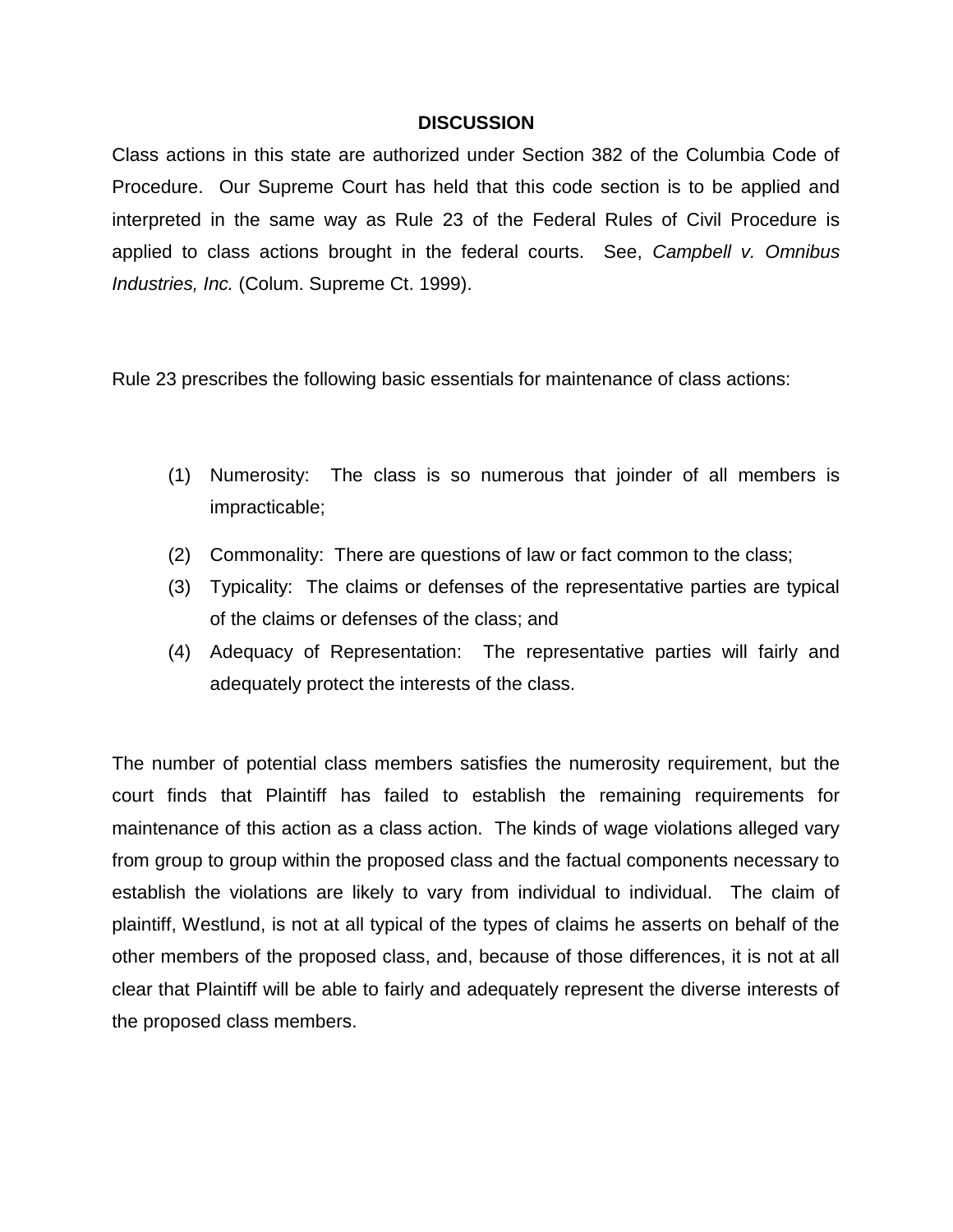## DISCUSSION

Class actions in this state are authorized under Section 382 of the Columbia Code of Procedure. Our Supreme Court has held that this code section is to be applied and interpreted in the same way as Rule 23 of the Federal Rules of Civil Procedure is applied to class actions brought in the federal courts. See, *Campbell v. Omnibus Industries, Inc.* (Colum. Supreme Ct. 1999).

Rule 23 prescribes the following basic essentials for maintenance of class actions:

(1) Numerosity: The class is so numerous that joinder of all members is impracticable;

(2) Commonality: There are questions of law or fact common to the class;

(3) Typicality: The claims or defenses of the representative parties are typical of the claims or defenses of the class; and

(4) Adequacy of Representation: The representative parties will fairly and adequately protect the interests of the class.

The number of potential class members satisfies the numerosity requirement, but the court finds that Plaintiff has failed to establish the remaining requirements for maintenance of this action as a class action. The kinds of wage violations alleged vary from group to group within the proposed class and the factual components necessary to establish the violations are likely to vary from individual to individual. The claim of plaintiff, Westlund, is not at all typical of the types of claims he asserts on behalf of the other members of the proposed class, and, because of those differences, it is not at all clear that Plaintiff will be able to fairly and adequately represent the diverse interests of the proposed class members.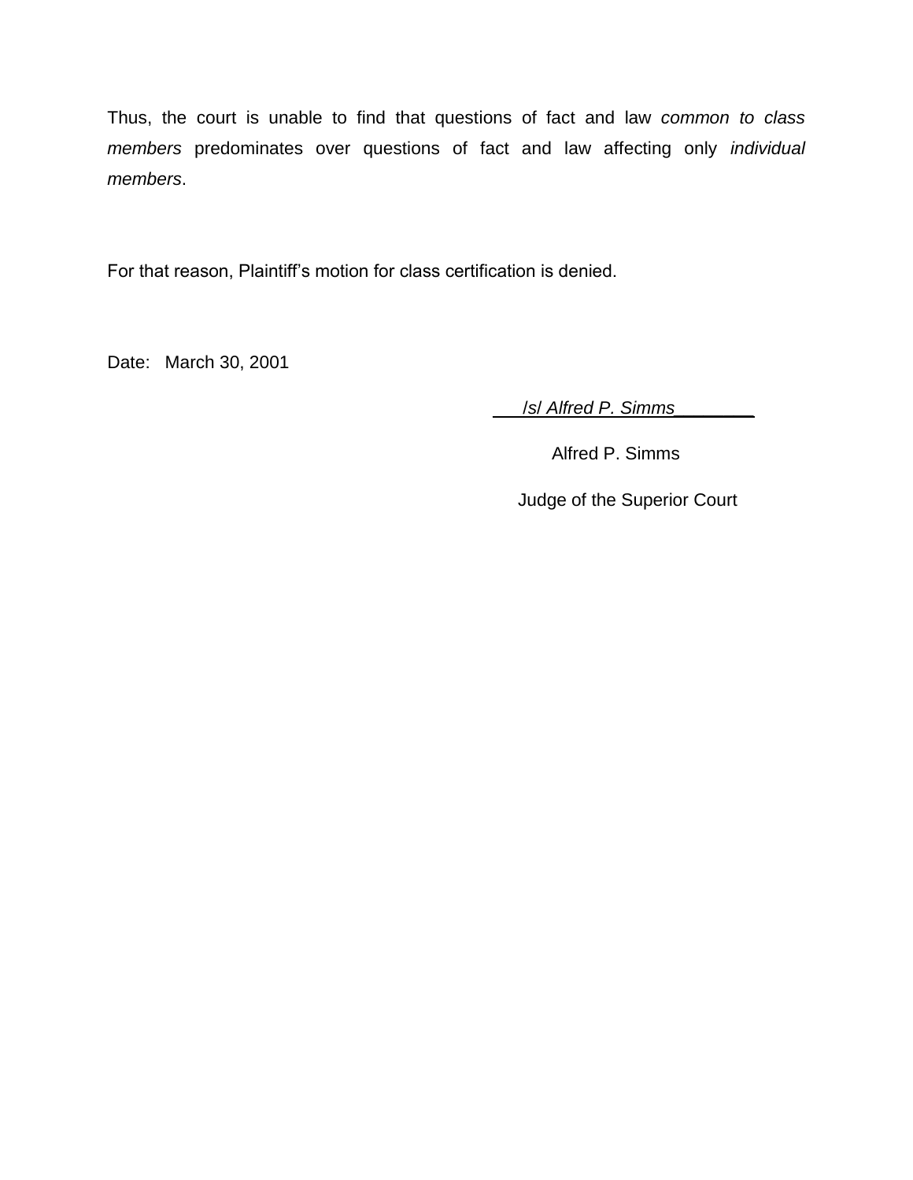Thus, the court is unable to find that questions of fact and law *common to class members* predominates over questions of fact and law affecting only *individual members*.

For that reason, Plaintiff's motion for class certification is denied.

Date: March 30, 2001

*/s/ Alfred P. Simms*

Alfred P. Simms

Judge of the Superior Court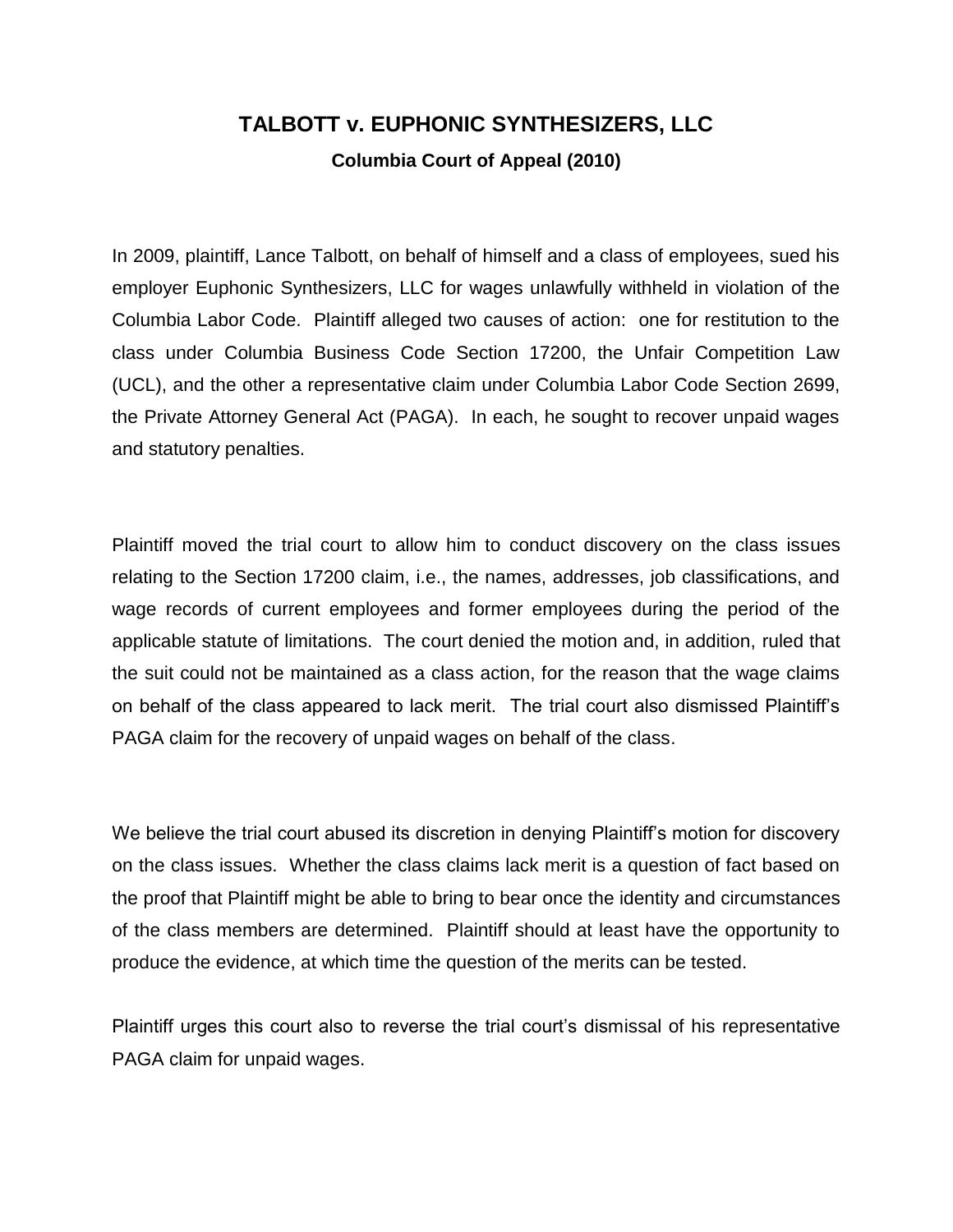# TALBOTT v. EUPHONIC SYNTHESIZERS, LLC

**Columbia Court of Appeal (2010)**

In 2009, plaintiff, Lance Talbott, on behalf of himself and a class of employees, sued his employer Euphonic Synthesizers, LLC for wages unlawfully withheld in violation of the Columbia Labor Code. Plaintiff alleged two causes of action: one for restitution to the class under Columbia Business Code Section 17200, the Unfair Competition Law (UCL), and the other a representative claim under Columbia Labor Code Section 2699, the Private Attorney General Act (PAGA). In each, he sought to recover unpaid wages and statutory penalties.

Plaintiff moved the trial court to allow him to conduct discovery on the class issues relating to the Section 17200 claim, i.e., the names, addresses, job classifications, and wage records of current employees and former employees during the period of the applicable statute of limitations. The court denied the motion and, in addition, ruled that the suit could not be maintained as a class action, for the reason that the wage claims on behalf of the class appeared to lack merit. The trial court also dismissed Plaintiff's PAGA claim for the recovery of unpaid wages on behalf of the class.

We believe the trial court abused its discretion in denying Plaintiff's motion for discovery on the class issues. Whether the class claims lack merit is a question of fact based on the proof that Plaintiff might be able to bring to bear once the identity and circumstances of the class members are determined. Plaintiff should at least have the opportunity to produce the evidence, at which time the question of the merits can be tested.

Plaintiff urges this court also to reverse the trial court's dismissal of his representative PAGA claim for unpaid wages.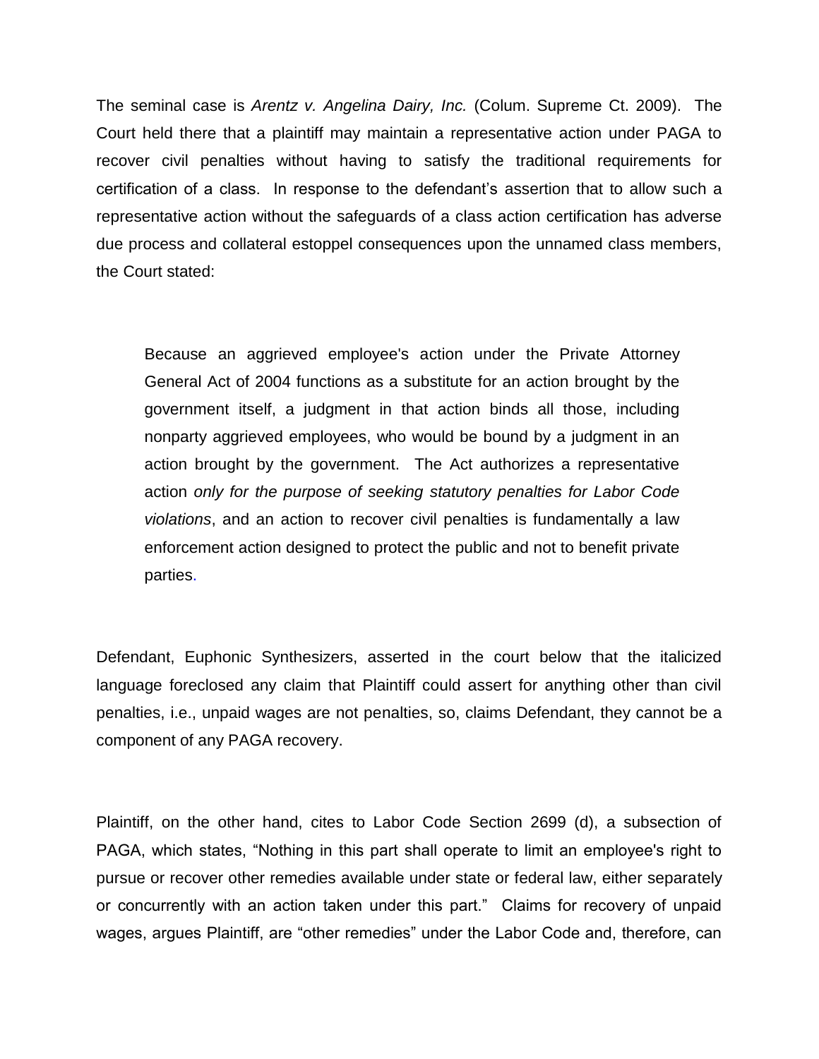The seminal case is *Arentz v. Angelina Dairy, Inc.* (Colum. Supreme Ct. 2009). The Court held there that a plaintiff may maintain a representative action under PAGA to recover civil penalties without having to satisfy the traditional requirements for certification of a class. In response to the defendant's assertion that to allow such a representative action without the safeguards of a class action certification has adverse due process and collateral estoppel consequences upon the unnamed class members, the Court stated:

> Because an aggrieved employee's action under the Private Attorney General Act of 2004 functions as a substitute for an action brought by the government itself, a judgment in that action binds all those, including nonparty aggrieved employees, who would be bound by a judgment in an action brought by the government. The Act authorizes a representative action *only for the purpose of seeking statutory penalties for Labor Code violations*, and an action to recover civil penalties is fundamentally a law enforcement action designed to protect the public and not to benefit private parties.

Defendant, Euphonic Synthesizers, asserted in the court below that the italicized language foreclosed any claim that Plaintiff could assert for anything other than civil penalties, i.e., unpaid wages are not penalties, so, claims Defendant, they cannot be a component of any PAGA recovery.

Plaintiff, on the other hand, cites to Labor Code Section 2699 (d), a subsection of PAGA, which states, "Nothing in this part shall operate to limit an employee's right to pursue or recover other remedies available under state or federal law, either separately or concurrently with an action taken under this part." Claims for recovery of unpaid wages, argues Plaintiff, are "other remedies" under the Labor Code and, therefore, can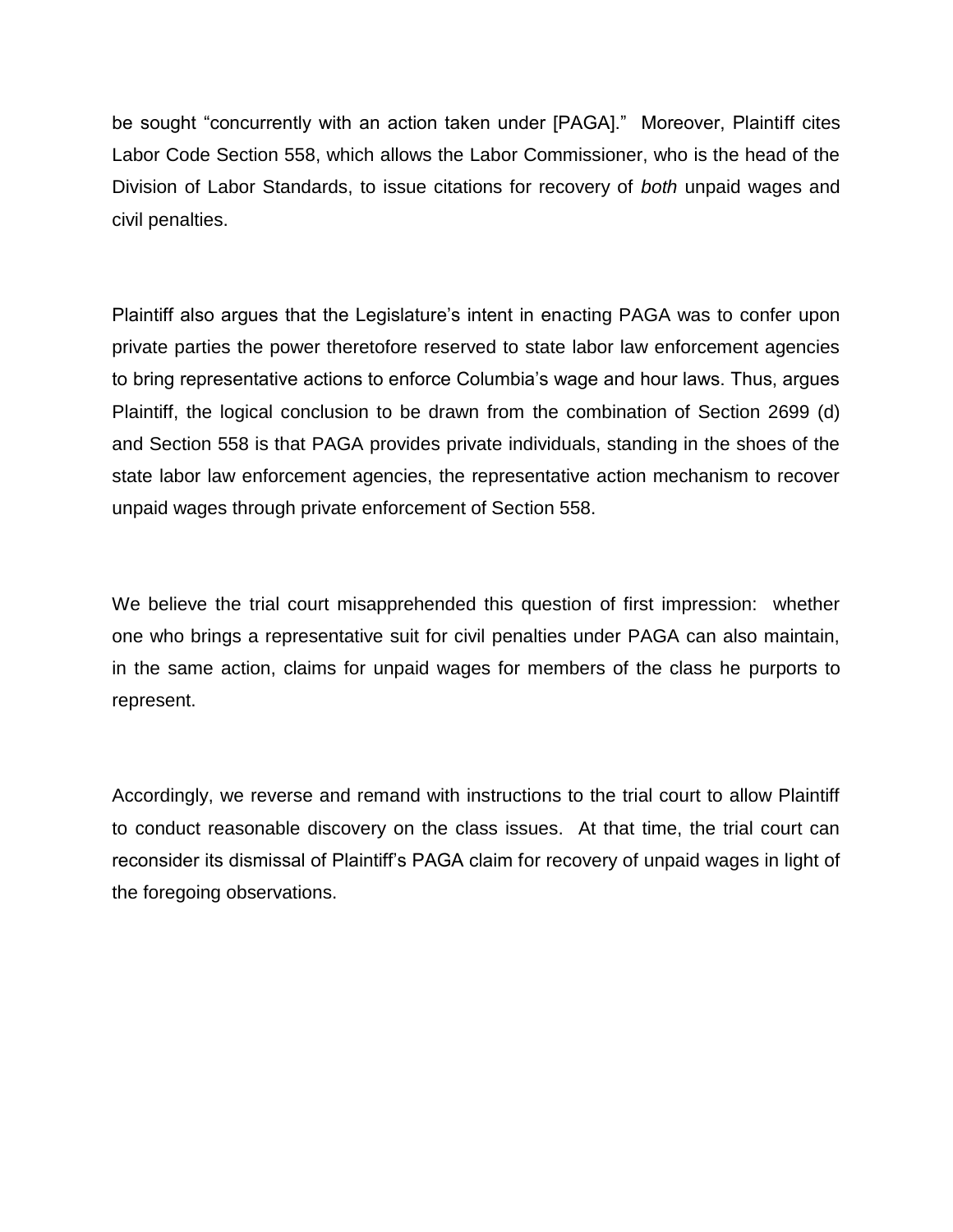be sought "concurrently with an action taken under [PAGA]." Moreover, Plaintiff cites Labor Code Section 558, which allows the Labor Commissioner, who is the head of the Division of Labor Standards, to issue citations for recovery of *both* unpaid wages and civil penalties.

Plaintiff also argues that the Legislature's intent in enacting PAGA was to confer upon private parties the power theretofore reserved to state labor law enforcement agencies to bring representative actions to enforce Columbia's wage and hour laws. Thus, argues Plaintiff, the logical conclusion to be drawn from the combination of Section 2699 (d) and Section 558 is that PAGA provides private individuals, standing in the shoes of the state labor law enforcement agencies, the representative action mechanism to recover unpaid wages through private enforcement of Section 558.

We believe the trial court misapprehended this question of first impression: whether one who brings a representative suit for civil penalties under PAGA can also maintain, in the same action, claims for unpaid wages for members of the class he purports to represent.

Accordingly, we reverse and remand with instructions to the trial court to allow Plaintiff to conduct reasonable discovery on the class issues. At that time, the trial court can reconsider its dismissal of Plaintiff's PAGA claim for recovery of unpaid wages in light of the foregoing observations.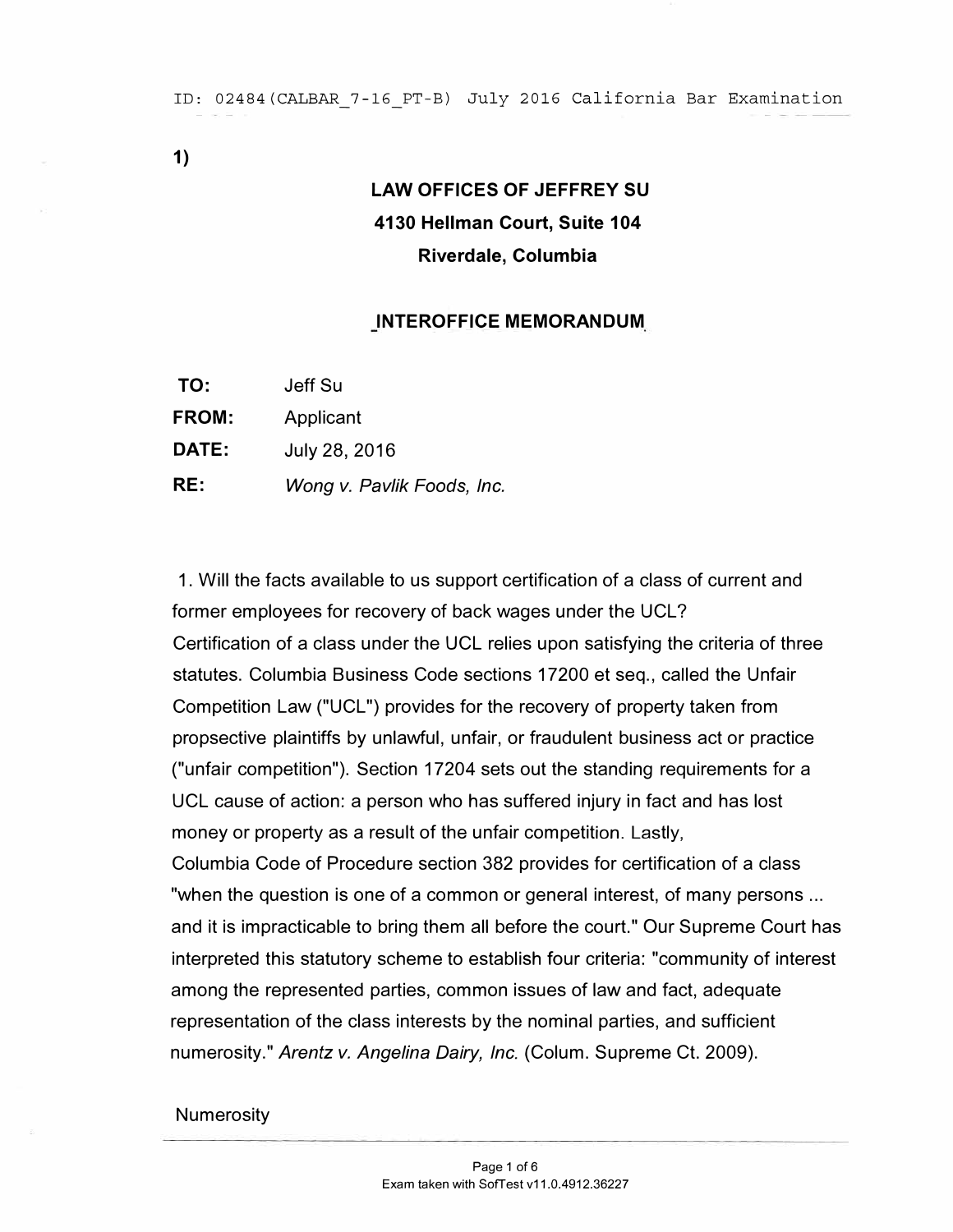1)

**LAW OFFICES OF JEFFREY SU**
**4130 Hellman Court, Suite 104**
**Riverdale, Columbia**

## INTEROFFICE MEMORANDUM

**TO:** Jeff Su
**FROM:** Applicant
**DATE:** July 28, 2016
**RE:** *Wong v. Pavlik Foods, Inc.*

1. Will the facts available to us support certification of a class of current and former employees for recovery of back wages under the UCL?
Certification of a class under the UCL relies upon satisfying the criteria of three statutes. Columbia Business Code sections 17200 et seq., called the Unfair Competition Law ("UCL") provides for the recovery of property taken from propsective plaintiffs by unlawful, unfair, or fraudulent business act or practice ("unfair competition"). Section 17204 sets out the standing requirements for a UCL cause of action: a person who has suffered injury in fact and has lost money or property as a result of the unfair competition. Lastly, Columbia Code of Procedure section 382 provides for certification of a class "when the question is one of a common or general interest, of many persons ... and it is impracticable to bring them all before the court." Our Supreme Court has interpreted this statutory scheme to establish four criteria: "community of interest among the represented parties, common issues of law and fact, adequate representation of the class interests by the nominal parties, and sufficient numerosity." *Arentz v. Angelina Dairy, Inc.* (Colum. Supreme Ct. 2009).

Numerosity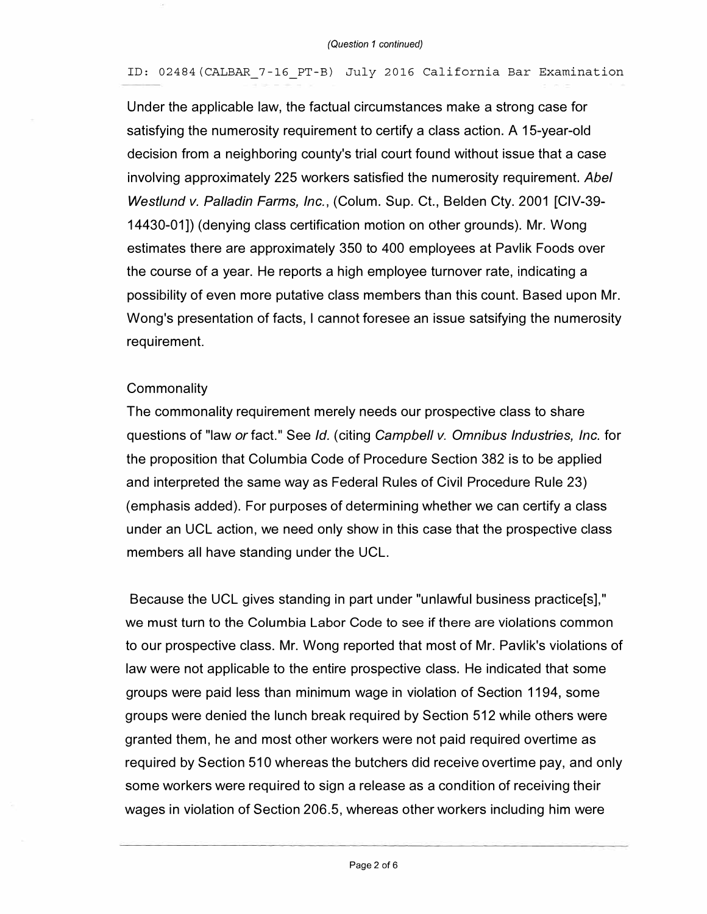Under the applicable law, the factual circumstances make a strong case for satisfying the numerosity requirement to certify a class action. A 15-year-old decision from a neighboring county's trial court found without issue that a case involving approximately 225 workers satisfied the numerosity requirement. *Abel Westlund v. Palladin Farms, Inc.*, (Colum. Sup. Ct., Belden Cty. 2001 [CIV-39-14430-01]) (denying class certification motion on other grounds). Mr. Wong estimates there are approximately 350 to 400 employees at Pavlik Foods over the course of a year. He reports a high employee turnover rate, indicating a possibility of even more putative class members than this count. Based upon Mr. Wong's presentation of facts, I cannot foresee an issue satsifying the numerosity requirement.

Commonality

The commonality requirement merely needs our prospective class to share questions of "law *or* fact." See *Id.* (citing *Campbell v. Omnibus Industries, Inc.* for the proposition that Columbia Code of Procedure Section 382 is to be applied and interpreted the same way as Federal Rules of Civil Procedure Rule 23) (emphasis added). For purposes of determining whether we can certify a class under an UCL action, we need only show in this case that the prospective class members all have standing under the UCL.

Because the UCL gives standing in part under "unlawful business practice[s]," we must turn to the Columbia Labor Code to see if there are violations common to our prospective class. Mr. Wong reported that most of Mr. Pavlik's violations of law were not applicable to the entire prospective class. He indicated that some groups were paid less than minimum wage in violation of Section 1194, some groups were denied the lunch break required by Section 512 while others were granted them, he and most other workers were not paid required overtime as required by Section 510 whereas the butchers did receive overtime pay, and only some workers were required to sign a release as a condition of receiving their wages in violation of Section 206.5, whereas other workers including him were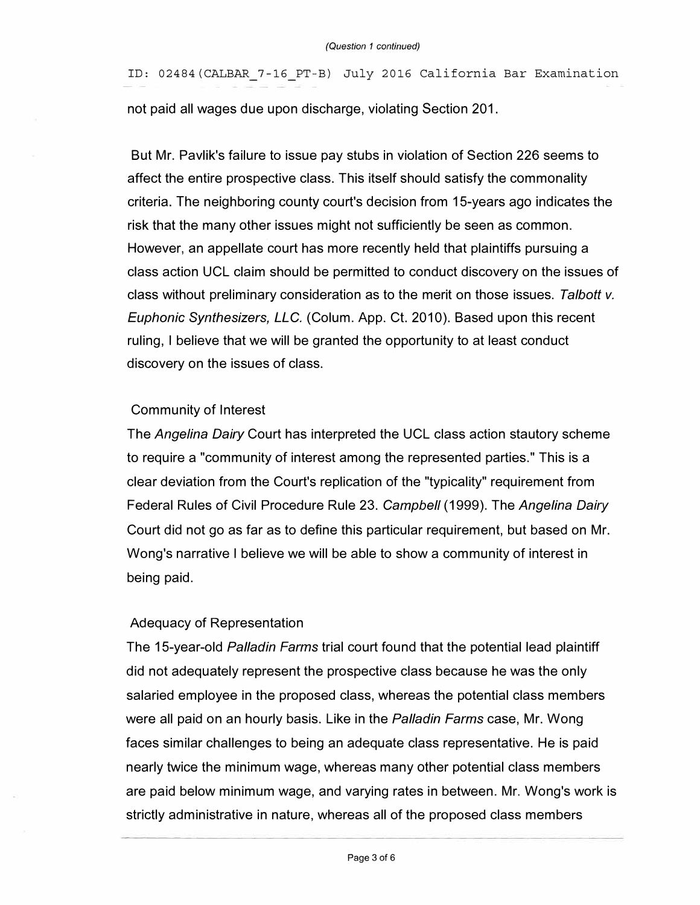not paid all wages due upon discharge, violating Section 201.

But Mr. Pavlik's failure to issue pay stubs in violation of Section 226 seems to affect the entire prospective class. This itself should satisfy the commonality criteria. The neighboring county court's decision from 15-years ago indicates the risk that the many other issues might not sufficiently be seen as common. However, an appellate court has more recently held that plaintiffs pursuing a class action UCL claim should be permitted to conduct discovery on the issues of class without preliminary consideration as to the merit on those issues. *Talbott v. Euphonic Synthesizers, LLC.* (Colum. App. Ct. 2010). Based upon this recent ruling, I believe that we will be granted the opportunity to at least conduct discovery on the issues of class.

Community of Interest

The *Angelina Dairy* Court has interpreted the UCL class action stautory scheme to require a "community of interest among the represented parties." This is a clear deviation from the Court's replication of the "typicality" requirement from Federal Rules of Civil Procedure Rule 23. *Campbell* (1999). The *Angelina Dairy* Court did not go as far as to define this particular requirement, but based on Mr. Wong's narrative I believe we will be able to show a community of interest in being paid.

Adequacy of Representation

The 15-year-old *Palladin Farms* trial court found that the potential lead plaintiff did not adequately represent the prospective class because he was the only salaried employee in the proposed class, whereas the potential class members were all paid on an hourly basis. Like in the *Palladin Farms* case, Mr. Wong faces similar challenges to being an adequate class representative. He is paid nearly twice the minimum wage, whereas many other potential class members are paid below minimum wage, and varying rates in between. Mr. Wong's work is strictly administrative in nature, whereas all of the proposed class members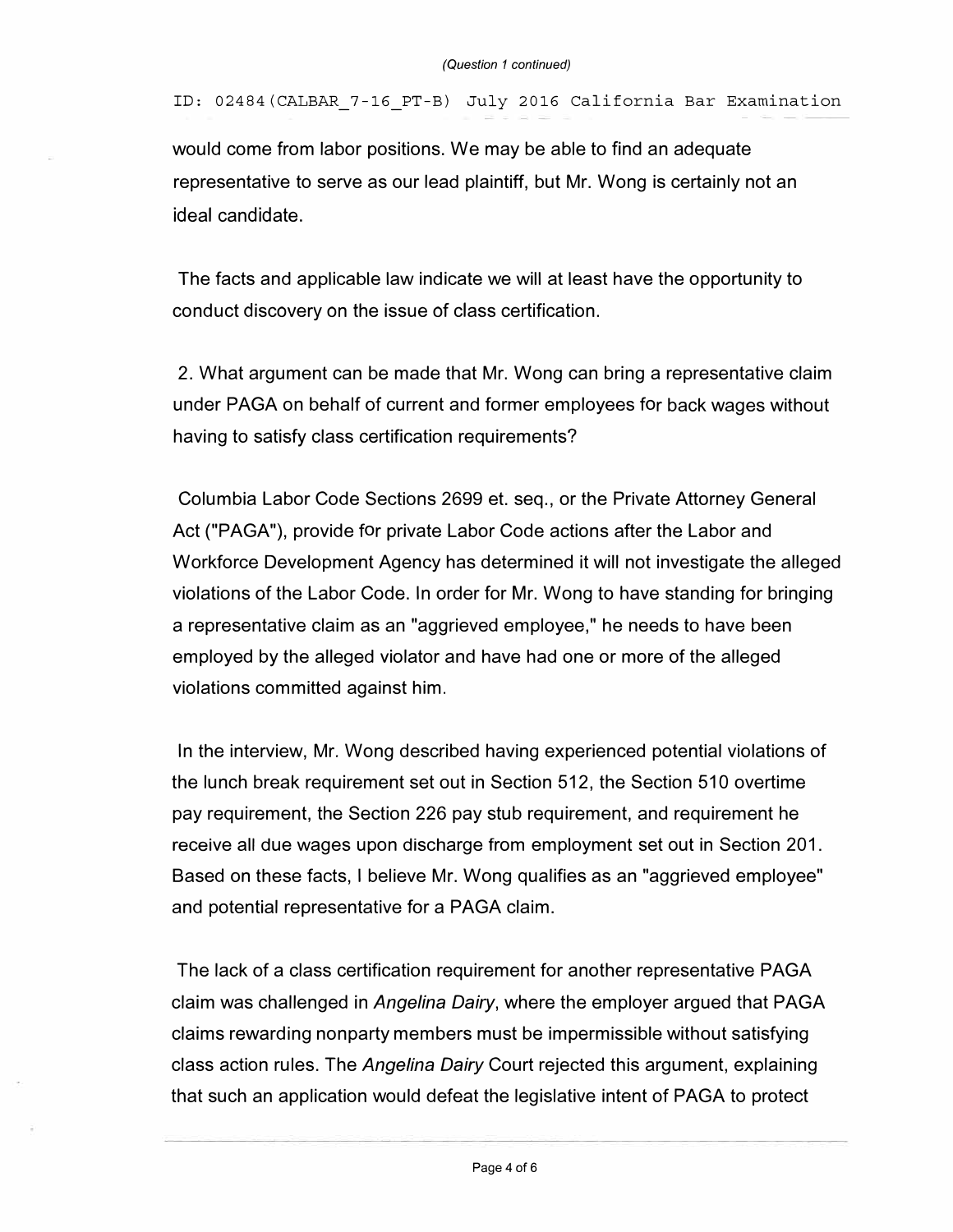would come from labor positions. We may be able to find an adequate representative to serve as our lead plaintiff, but Mr. Wong is certainly not an ideal candidate.

The facts and applicable law indicate we will at least have the opportunity to conduct discovery on the issue of class certification.

2. What argument can be made that Mr. Wong can bring a representative claim under PAGA on behalf of current and former employees for back wages without having to satisfy class certification requirements?

Columbia Labor Code Sections 2699 et. seq., or the Private Attorney General Act ("PAGA"), provide for private Labor Code actions after the Labor and Workforce Development Agency has determined it will not investigate the alleged violations of the Labor Code. In order for Mr. Wong to have standing for bringing a representative claim as an "aggrieved employee," he needs to have been employed by the alleged violator and have had one or more of the alleged violations committed against him.

In the interview, Mr. Wong described having experienced potential violations of the lunch break requirement set out in Section 512, the Section 510 overtime pay requirement, the Section 226 pay stub requirement, and requirement he receive all due wages upon discharge from employment set out in Section 201. Based on these facts, I believe Mr. Wong qualifies as an "aggrieved employee" and potential representative for a PAGA claim.

The lack of a class certification requirement for another representative PAGA claim was challenged in *Angelina Dairy*, where the employer argued that PAGA claims rewarding nonparty members must be impermissible without satisfying class action rules. The *Angelina Dairy* Court rejected this argument, explaining that such an application would defeat the legislative intent of PAGA to protect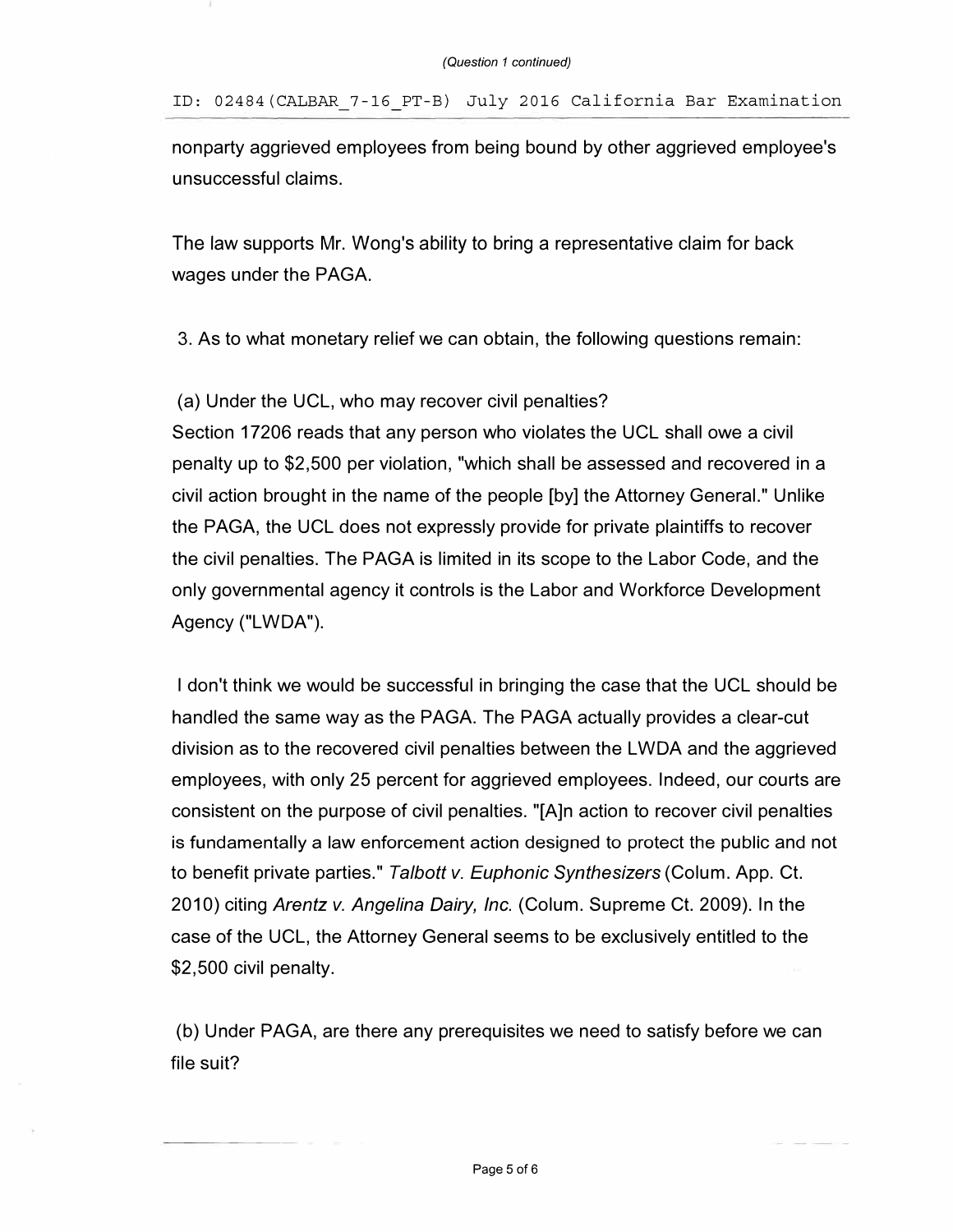nonparty aggrieved employees from being bound by other aggrieved employee's unsuccessful claims.

The law supports Mr. Wong's ability to bring a representative claim for back wages under the PAGA.

3. As to what monetary relief we can obtain, the following questions remain:

(a) Under the UCL, who may recover civil penalties?
Section 17206 reads that any person who violates the UCL shall owe a civil penalty up to $2,500 per violation, "which shall be assessed and recovered in a civil action brought in the name of the people [by] the Attorney General." Unlike the PAGA, the UCL does not expressly provide for private plaintiffs to recover the civil penalties. The PAGA is limited in its scope to the Labor Code, and the only governmental agency it controls is the Labor and Workforce Development Agency ("LWDA").

I don't think we would be successful in bringing the case that the UCL should be handled the same way as the PAGA. The PAGA actually provides a clear-cut division as to the recovered civil penalties between the LWDA and the aggrieved employees, with only 25 percent for aggrieved employees. Indeed, our courts are consistent on the purpose of civil penalties. "[A]n action to recover civil penalties is fundamentally a law enforcement action designed to protect the public and not to benefit private parties." *Talbott v. Euphonic Synthesizers* (Colum. App. Ct. 2010) citing *Arentz v. Angelina Dairy, Inc.* (Colum. Supreme Ct. 2009). In the case of the UCL, the Attorney General seems to be exclusively entitled to the $2,500 civil penalty.

(b) Under PAGA, are there any prerequisites we need to satisfy before we can file suit?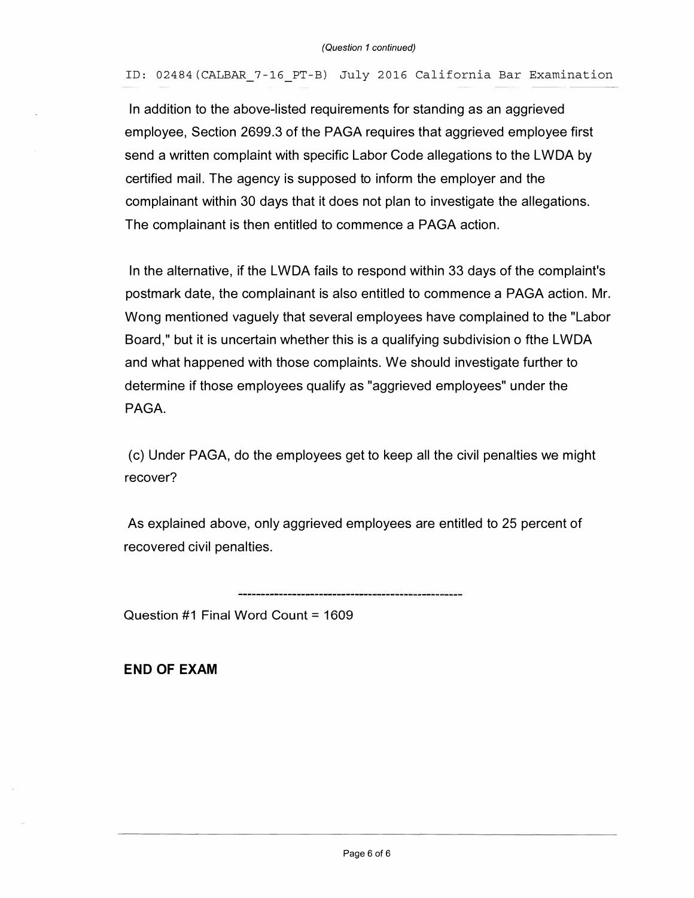In addition to the above-listed requirements for standing as an aggrieved employee, Section 2699.3 of the PAGA requires that aggrieved employee first send a written complaint with specific Labor Code allegations to the LWDA by certified mail. The agency is supposed to inform the employer and the complainant within 30 days that it does not plan to investigate the allegations. The complainant is then entitled to commence a PAGA action.

In the alternative, if the LWDA fails to respond within 33 days of the complaint's postmark date, the complainant is also entitled to commence a PAGA action. Mr. Wong mentioned vaguely that several employees have complained to the "Labor Board," but it is uncertain whether this is a qualifying subdivision o fthe LWDA and what happened with those complaints. We should investigate further to determine if those employees qualify as "aggrieved employees" under the PAGA.

(c) Under PAGA, do the employees get to keep all the civil penalties we might recover?

As explained above, only aggrieved employees are entitled to 25 percent of recovered civil penalties.

---

Question #1 Final Word Count = 1609

**END OF EXAM**